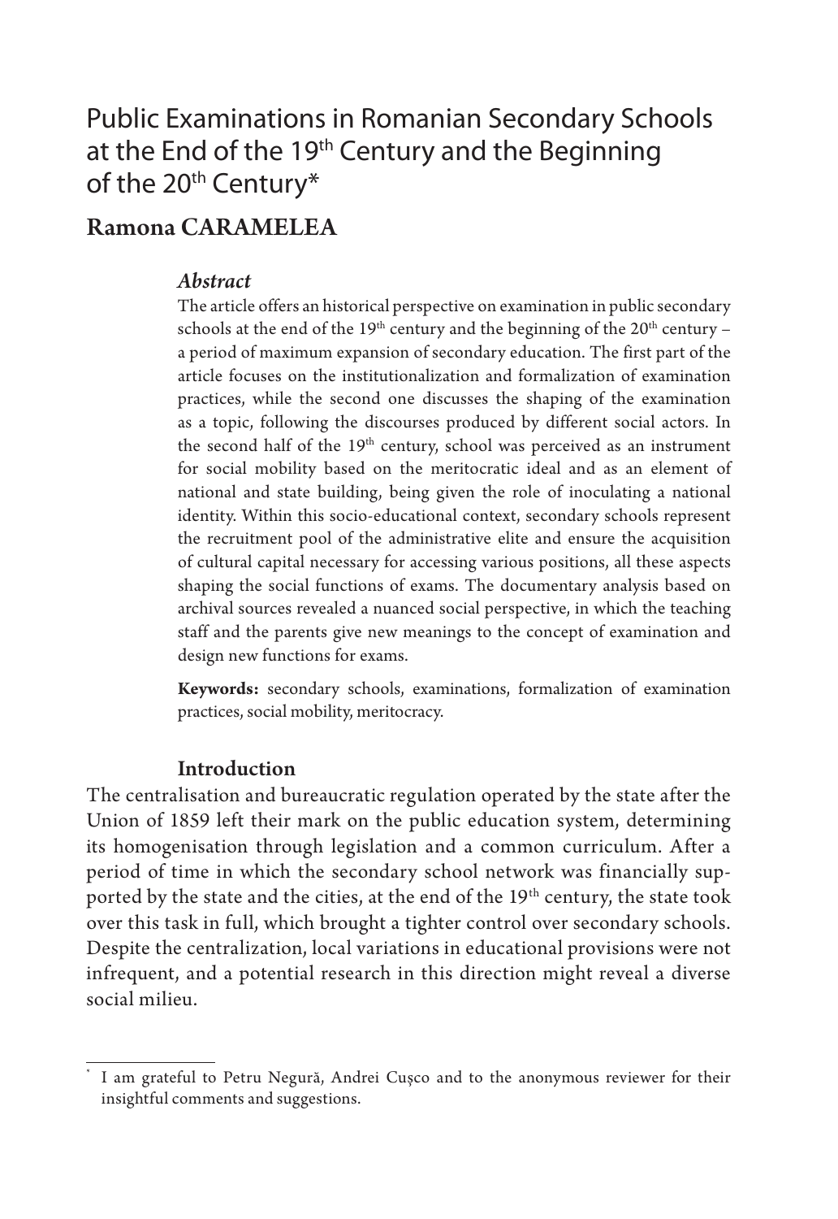# Public Examinations in Romanian Secondary Schools at the End of the 19th Century and the Beginning of the 20th Century*

## Ramona CARAMELEA

### *Abstract*

The article offers an historical perspective on examination in public secondary schools at the end of the 19th century and the beginning of the 20th century – a period of maximum expansion of secondary education. The first part of the article focuses on the institutionalization and formalization of examination practices, while the second one discusses the shaping of the examination as a topic, following the discourses produced by different social actors. In the second half of the 19th century, school was perceived as an instrument for social mobility based on the meritocratic ideal and as an element of national and state building, being given the role of inoculating a national identity. Within this socio-educational context, secondary schools represent the recruitment pool of the administrative elite and ensure the acquisition of cultural capital necessary for accessing various positions, all these aspects shaping the social functions of exams. The documentary analysis based on archival sources revealed a nuanced social perspective, in which the teaching staff and the parents give new meanings to the concept of examination and design new functions for exams.

**Keywords:** secondary schools, examinations, formalization of examination practices, social mobility, meritocracy.

### Introduction

The centralisation and bureaucratic regulation operated by the state after the Union of 1859 left their mark on the public education system, determining its homogenisation through legislation and a common curriculum. After a period of time in which the secondary school network was financially supported by the state and the cities, at the end of the 19th century, the state took over this task in full, which brought a tighter control over secondary schools. Despite the centralization, local variations in educational provisions were not infrequent, and a potential research in this direction might reveal a diverse social milieu.

---

* I am grateful to Petru Negură, Andrei Cușco and to the anonymous reviewer for their insightful comments and suggestions.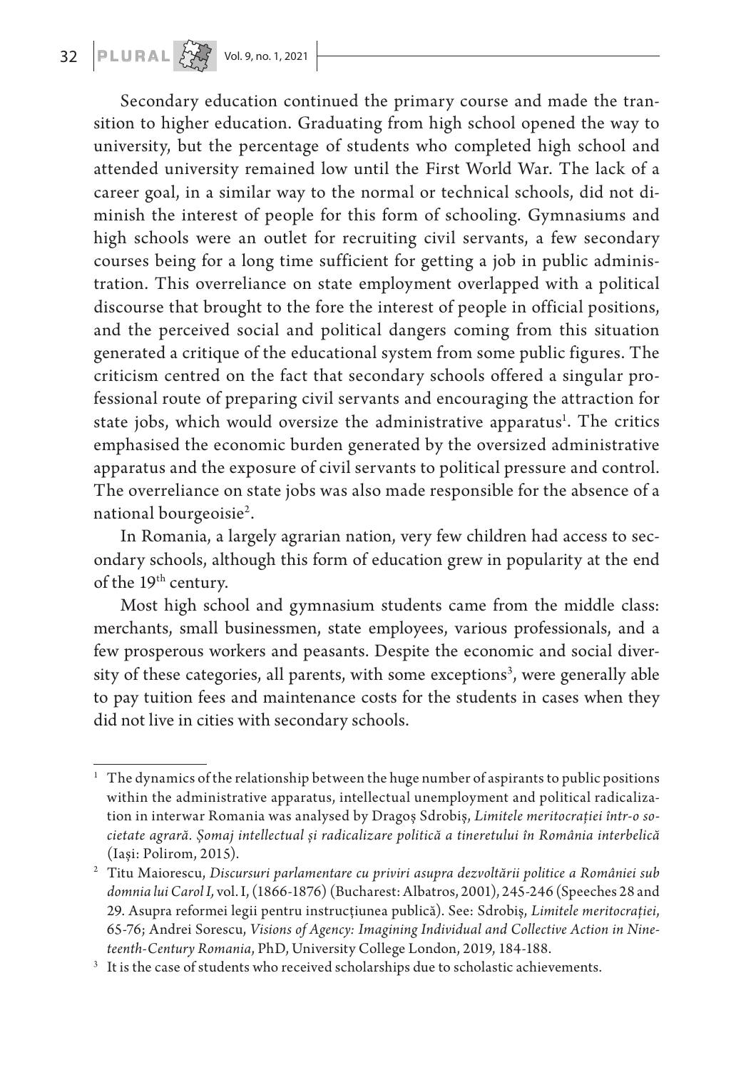Secondary education continued the primary course and made the transition to higher education. Graduating from high school opened the way to university, but the percentage of students who completed high school and attended university remained low until the First World War. The lack of a career goal, in a similar way to the normal or technical schools, did not diminish the interest of people for this form of schooling. Gymnasiums and high schools were an outlet for recruiting civil servants, a few secondary courses being for a long time sufficient for getting a job in public administration. This overreliance on state employment overlapped with a political discourse that brought to the fore the interest of people in official positions, and the perceived social and political dangers coming from this situation generated a critique of the educational system from some public figures. The criticism centred on the fact that secondary schools offered a singular professional route of preparing civil servants and encouraging the attraction for state jobs, which would oversize the administrative apparatus[1]. The critics emphasised the economic burden generated by the oversized administrative apparatus and the exposure of civil servants to political pressure and control. The overreliance on state jobs was also made responsible for the absence of a national bourgeoisie[2].

In Romania, a largely agrarian nation, very few children had access to secondary schools, although this form of education grew in popularity at the end of the 19th century.

Most high school and gymnasium students came from the middle class: merchants, small businessmen, state employees, various professionals, and a few prosperous workers and peasants. Despite the economic and social diversity of these categories, all parents, with some exceptions[3], were generally able to pay tuition fees and maintenance costs for the students in cases when they did not live in cities with secondary schools.

---

[1] The dynamics of the relationship between the huge number of aspirants to public positions within the administrative apparatus, intellectual unemployment and political radicalization in interwar Romania was analysed by Dragoș Sdrobiș, *Limitele meritocrației într-o societate agrară. Șomaj intellectual și radicalizare politică a tineretului în România interbelică* (Iași: Polirom, 2015).

[2] Titu Maiorescu, *Discursuri parlamentare cu priviri asupra dezvoltării politice a României sub domnia lui Carol I,* vol. I, (1866-1876) (Bucharest: Albatros, 2001), 245-246 (Speeches 28 and 29. Asupra reformei legii pentru instrucțiunea publică). See: Sdrobiș, *Limitele meritocrației*, 65-76; Andrei Sorescu, *Visions of Agency: Imagining Individual and Collective Action in Nineteenth-Century Romania*, PhD, University College London, 2019, 184-188.

[3] It is the case of students who received scholarships due to scholastic achievements.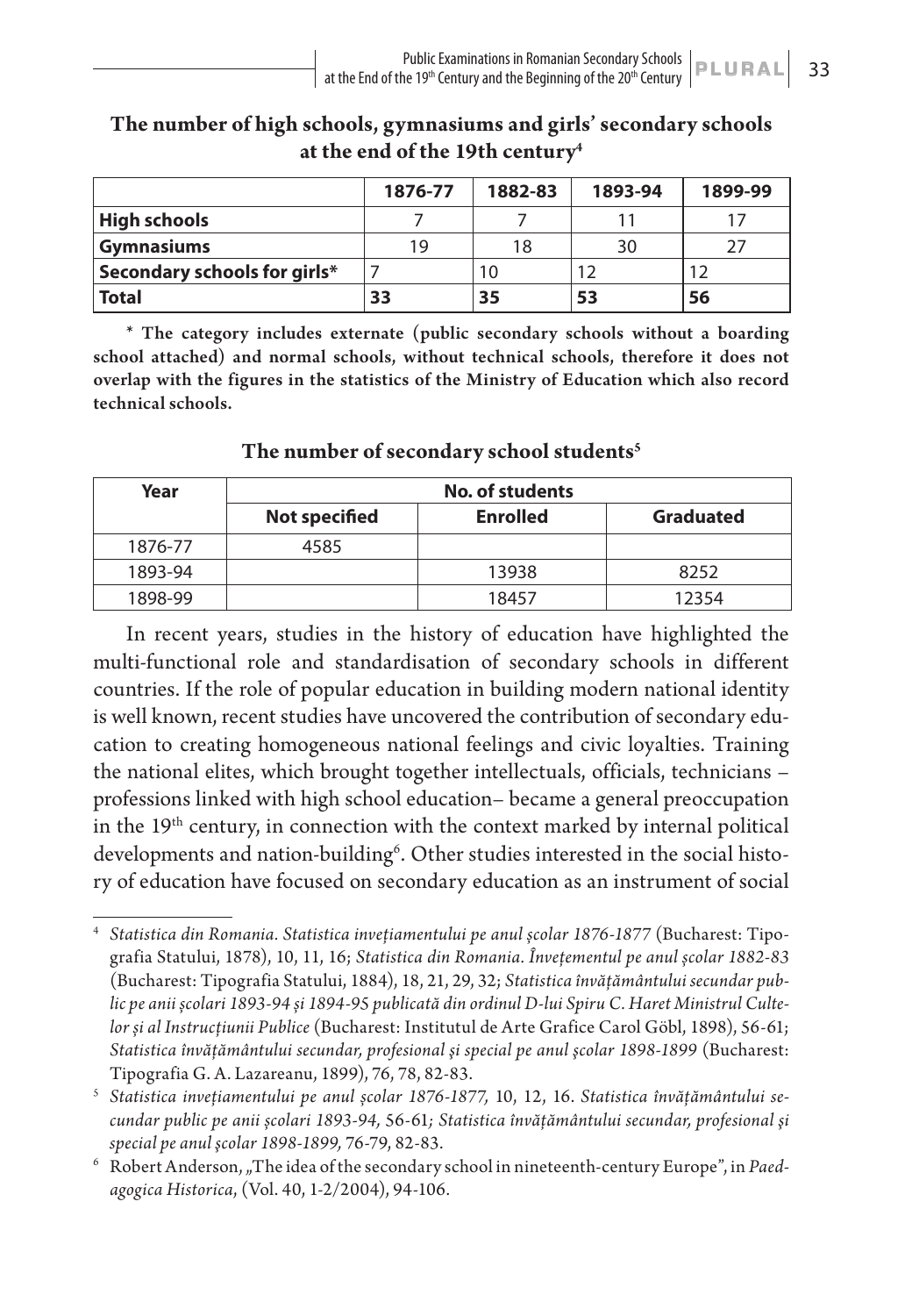**The number of high schools, gymnasiums and girls' secondary schools at the end of the 19th century**[4]

| | 1876-77 | 1882-83 | 1893-94 | 1899-99 |
|---|---|---|---|---|
| **High schools** | 7 | 7 | 11 | 17 |
| **Gymnasiums** | 19 | 18 | 30 | 27 |
| **Secondary schools for girls*** | 7 | 10 | 12 | 12 |
| **Total** | **33** | **35** | **53** | **56** |

**\* The category includes externate (public secondary schools without a boarding school attached) and normal schools, without technical schools, therefore it does not overlap with the figures in the statistics of the Ministry of Education which also record technical schools.**

**The number of secondary school students**[5]

| Year | No. of students | | |
|---|---|---|---|
| | **Not specified** | **Enrolled** | **Graduated** |
| 1876-77 | 4585 | | |
| 1893-94 | | 13938 | 8252 |
| 1898-99 | | 18457 | 12354 |

In recent years, studies in the history of education have highlighted the multi-functional role and standardisation of secondary schools in different countries. If the role of popular education in building modern national identity is well known, recent studies have uncovered the contribution of secondary education to creating homogeneous national feelings and civic loyalties. Training the national elites, which brought together intellectuals, officials, technicians – professions linked with high school education– became a general preoccupation in the 19th century, in connection with the context marked by internal political developments and nation-building[6]. Other studies interested in the social history of education have focused on secondary education as an instrument of social

---

[4] *Statistica din Romania. Statistica invețiamentului pe anul școlar 1876-1877* (Bucharest: Tipografia Statului, 1878), 10, 11, 16; *Statistica din Romania. Învețementul pe anul școlar 1882-83* (Bucharest: Tipografia Statului, 1884), 18, 21, 29, 32; *Statistica învățământului secundar public pe anii școlari 1893-94 și 1894-95 publicată din ordinul D-lui Spiru C. Haret Ministrul Cultelor și al Instrucțiunii Publice* (Bucharest: Institutul de Arte Grafice Carol Göbl, 1898), 56-61; *Statistica învăţământului secundar, profesional şi special pe anul şcolar 1898-1899* (Bucharest: Tipografia G. A. Lazareanu, 1899), 76, 78, 82-83.

[5] *Statistica invețiamentului pe anul școlar 1876-1877,* 10, 12, 16. *Statistica învățământului secundar public pe anii școlari 1893-94,* 56-61*; Statistica învăţământului secundar, profesional şi special pe anul şcolar 1898-1899,* 76-79, 82-83.

[6] Robert Anderson, „The idea of the secondary school in nineteenth-century Europe", in *Paedagogica Historica*, (Vol. 40, 1-2/2004), 94-106.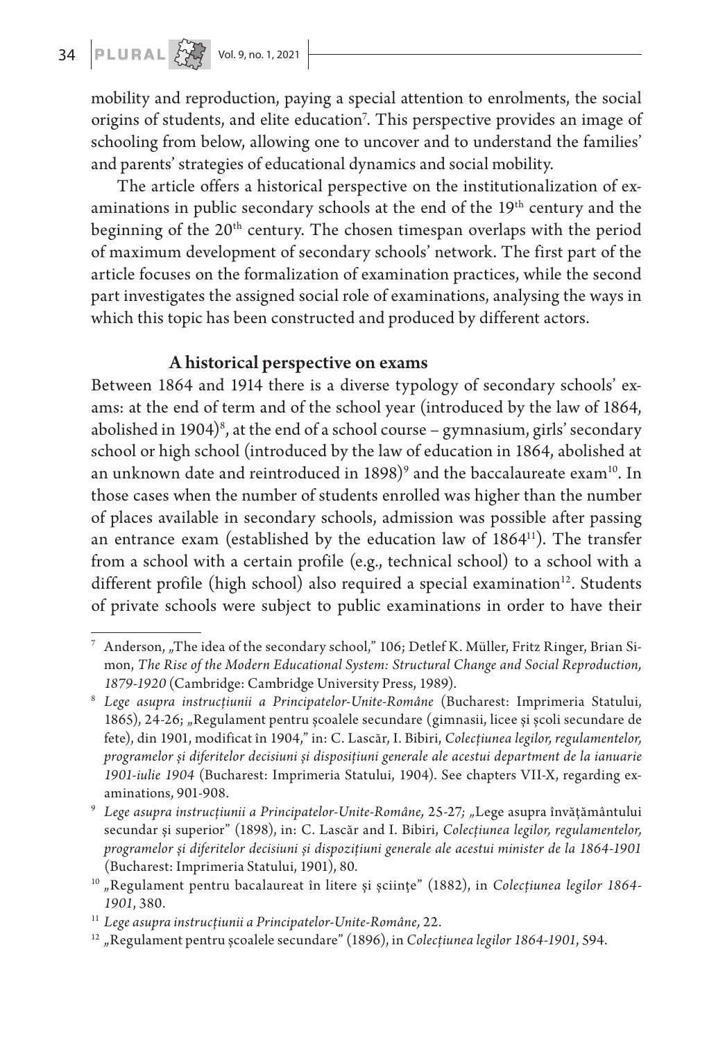mobility and reproduction, paying a special attention to enrolments, the social origins of students, and elite education[7]. This perspective provides an image of schooling from below, allowing one to uncover and to understand the families' and parents' strategies of educational dynamics and social mobility.

The article offers a historical perspective on the institutionalization of examinations in public secondary schools at the end of the 19th century and the beginning of the 20th century. The chosen timespan overlaps with the period of maximum development of secondary schools' network. The first part of the article focuses on the formalization of examination practices, while the second part investigates the assigned social role of examinations, analysing the ways in which this topic has been constructed and produced by different actors.

## A historical perspective on exams

Between 1864 and 1914 there is a diverse typology of secondary schools' exams: at the end of term and of the school year (introduced by the law of 1864, abolished in 1904)[8], at the end of a school course – gymnasium, girls' secondary school or high school (introduced by the law of education in 1864, abolished at an unknown date and reintroduced in 1898)[9] and the baccalaureate exam[10]. In those cases when the number of students enrolled was higher than the number of places available in secondary schools, admission was possible after passing an entrance exam (established by the education law of 1864[11]). The transfer from a school with a certain profile (e.g., technical school) to a school with a different profile (high school) also required a special examination[12]. Students of private schools were subject to public examinations in order to have their

---

[7] Anderson, „The idea of the secondary school," 106; Detlef K. Müller, Fritz Ringer, Brian Simon, *The Rise of the Modern Educational System: Structural Change and Social Reproduction, 1879-1920* (Cambridge: Cambridge University Press, 1989).

[8] *Lege asupra instrucțiunii a Principatelor-Unite-Române* (Bucharest: Imprimeria Statului, 1865), 24-26; „Regulament pentru școalele secundare (gimnasii, licee și școli secundare de fete), din 1901, modificat în 1904," in: C. Lascăr, I. Bibiri, *Colecțiunea legilor, regulamentelor, programelor și diferitelor decisiuni și dispozițiuni generale ale acestui department de la ianuarie 1901-iulie 1904* (Bucharest: Imprimeria Statului, 1904). See chapters VII-X, regarding examinations, 901-908.

[9] *Lege asupra instrucțiunii a Principatelor-Unite-Române,* 25-27; „Lege asupra învățământului secundar și superior" (1898), in: C. Lascăr and I. Bibiri, *Colecțiunea legilor, regulamentelor, programelor și diferitelor decisiuni și dispozițiuni generale ale acestui minister de la 1864-1901* (Bucharest: Imprimeria Statului, 1901), 80.

[10] „Regulament pentru bacalaureat în litere și șciințe" (1882), in *Colecțiunea legilor 1864-1901*, 380.

[11] *Lege asupra instrucțiunii a Principatelor-Unite-Române,* 22.

[12] „Regulament pentru școalele secundare" (1896), in *Colecțiunea legilor 1864-1901*, 594.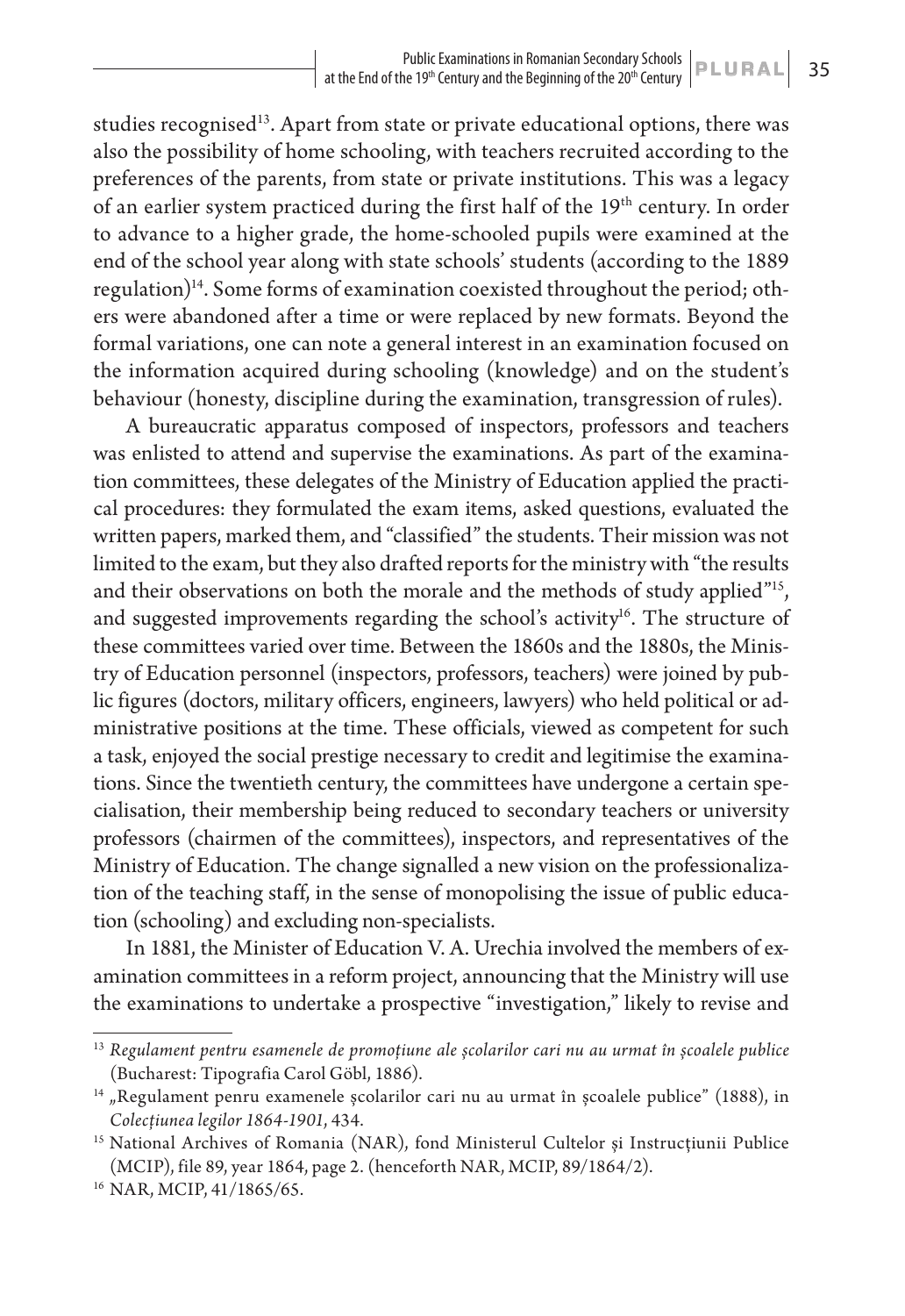studies recognised[13]. Apart from state or private educational options, there was also the possibility of home schooling, with teachers recruited according to the preferences of the parents, from state or private institutions. This was a legacy of an earlier system practiced during the first half of the 19th century. In order to advance to a higher grade, the home-schooled pupils were examined at the end of the school year along with state schools' students (according to the 1889 regulation)[14]. Some forms of examination coexisted throughout the period; others were abandoned after a time or were replaced by new formats. Beyond the formal variations, one can note a general interest in an examination focused on the information acquired during schooling (knowledge) and on the student's behaviour (honesty, discipline during the examination, transgression of rules).

A bureaucratic apparatus composed of inspectors, professors and teachers was enlisted to attend and supervise the examinations. As part of the examination committees, these delegates of the Ministry of Education applied the practical procedures: they formulated the exam items, asked questions, evaluated the written papers, marked them, and "classified" the students. Their mission was not limited to the exam, but they also drafted reports for the ministry with "the results and their observations on both the morale and the methods of study applied"[15], and suggested improvements regarding the school's activity[16]. The structure of these committees varied over time. Between the 1860s and the 1880s, the Ministry of Education personnel (inspectors, professors, teachers) were joined by public figures (doctors, military officers, engineers, lawyers) who held political or administrative positions at the time. These officials, viewed as competent for such a task, enjoyed the social prestige necessary to credit and legitimise the examinations. Since the twentieth century, the committees have undergone a certain specialisation, their membership being reduced to secondary teachers or university professors (chairmen of the committees), inspectors, and representatives of the Ministry of Education. The change signalled a new vision on the professionalization of the teaching staff, in the sense of monopolising the issue of public education (schooling) and excluding non-specialists.

In 1881, the Minister of Education V. A. Urechia involved the members of examination committees in a reform project, announcing that the Ministry will use the examinations to undertake a prospective "investigation," likely to revise and

---

[13] *Regulament pentru esamenele de promoțiune ale școlarilor cari nu au urmat în școalele publice* (Bucharest: Tipografia Carol Göbl, 1886).

[14] „Regulament penru examenele școlarilor cari nu au urmat în școalele publice" (1888), in *Colecțiunea legilor 1864-1901*, 434.

[15] National Archives of Romania (NAR), fond Ministerul Cultelor și Instrucțiunii Publice (MCIP), file 89, year 1864, page 2. (henceforth NAR, MCIP, 89/1864/2).

[16] NAR, MCIP, 41/1865/65.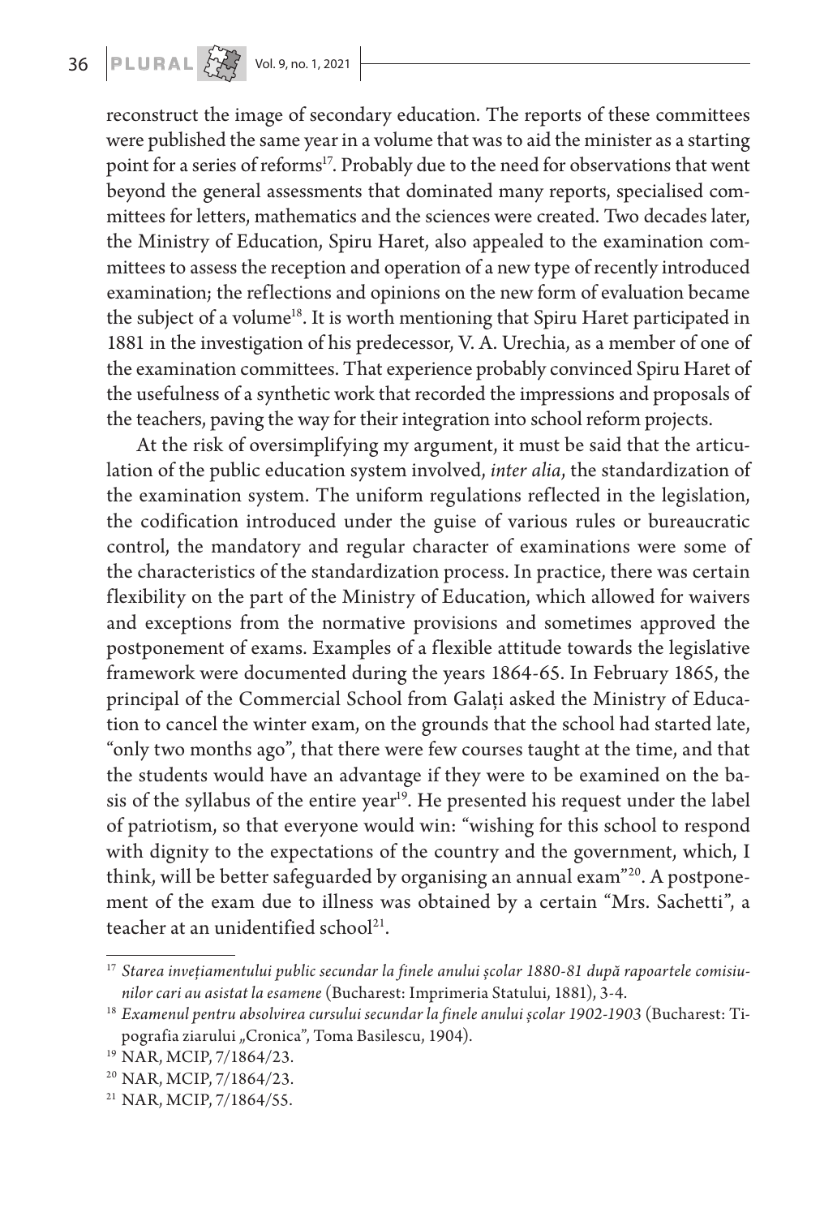reconstruct the image of secondary education. The reports of these committees were published the same year in a volume that was to aid the minister as a starting point for a series of reforms[17]. Probably due to the need for observations that went beyond the general assessments that dominated many reports, specialised committees for letters, mathematics and the sciences were created. Two decades later, the Ministry of Education, Spiru Haret, also appealed to the examination committees to assess the reception and operation of a new type of recently introduced examination; the reflections and opinions on the new form of evaluation became the subject of a volume[18]. It is worth mentioning that Spiru Haret participated in 1881 in the investigation of his predecessor, V. A. Urechia, as a member of one of the examination committees. That experience probably convinced Spiru Haret of the usefulness of a synthetic work that recorded the impressions and proposals of the teachers, paving the way for their integration into school reform projects.

At the risk of oversimplifying my argument, it must be said that the articulation of the public education system involved, *inter alia*, the standardization of the examination system. The uniform regulations reflected in the legislation, the codification introduced under the guise of various rules or bureaucratic control, the mandatory and regular character of examinations were some of the characteristics of the standardization process. In practice, there was certain flexibility on the part of the Ministry of Education, which allowed for waivers and exceptions from the normative provisions and sometimes approved the postponement of exams. Examples of a flexible attitude towards the legislative framework were documented during the years 1864-65. In February 1865, the principal of the Commercial School from Galați asked the Ministry of Education to cancel the winter exam, on the grounds that the school had started late, "only two months ago", that there were few courses taught at the time, and that the students would have an advantage if they were to be examined on the basis of the syllabus of the entire year[19]. He presented his request under the label of patriotism, so that everyone would win: "wishing for this school to respond with dignity to the expectations of the country and the government, which, I think, will be better safeguarded by organising an annual exam"[20]. A postponement of the exam due to illness was obtained by a certain "Mrs. Sachetti", a teacher at an unidentified school[21].

---

[17] *Starea invețiamentului public secundar la finele anului școlar 1880-81 după rapoartele comisiunilor cari au asistat la esamene* (Bucharest: Imprimeria Statului, 1881), 3-4.

[18] *Examenul pentru absolvirea cursului secundar la finele anului școlar 1902-1903* (Bucharest: Tipografia ziarului „Cronica", Toma Basilescu, 1904).

[19] NAR, MCIP, 7/1864/23.

[20] NAR, MCIP, 7/1864/23.

[21] NAR, MCIP, 7/1864/55.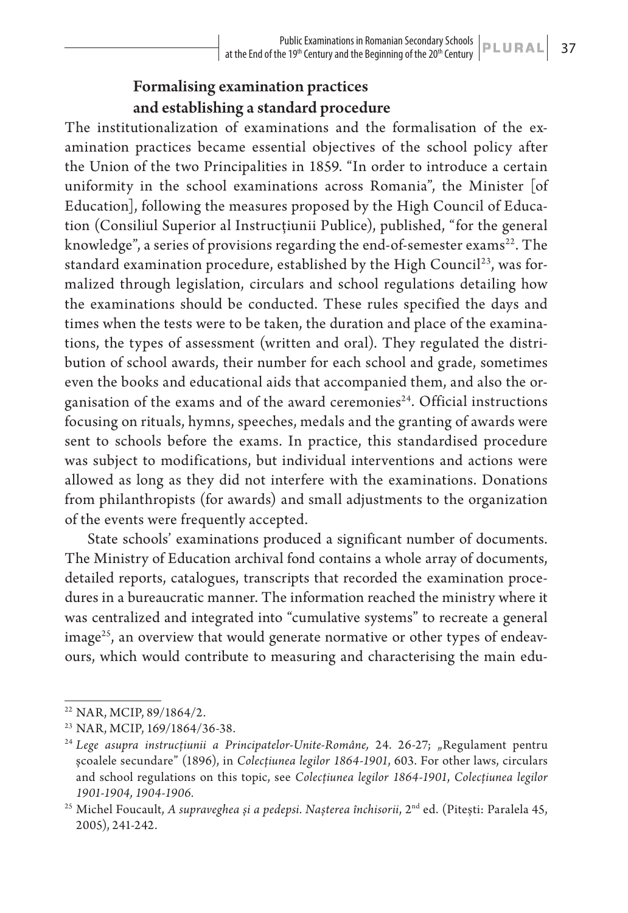## Formalising examination practices and establishing a standard procedure

The institutionalization of examinations and the formalisation of the examination practices became essential objectives of the school policy after the Union of the two Principalities in 1859. "In order to introduce a certain uniformity in the school examinations across Romania", the Minister [of Education], following the measures proposed by the High Council of Education (Consiliul Superior al Instrucțiunii Publice), published, "for the general knowledge", a series of provisions regarding the end-of-semester exams[22]. The standard examination procedure, established by the High Council[23], was formalized through legislation, circulars and school regulations detailing how the examinations should be conducted. These rules specified the days and times when the tests were to be taken, the duration and place of the examinations, the types of assessment (written and oral). They regulated the distribution of school awards, their number for each school and grade, sometimes even the books and educational aids that accompanied them, and also the organisation of the exams and of the award ceremonies[24]. Official instructions focusing on rituals, hymns, speeches, medals and the granting of awards were sent to schools before the exams. In practice, this standardised procedure was subject to modifications, but individual interventions and actions were allowed as long as they did not interfere with the examinations. Donations from philanthropists (for awards) and small adjustments to the organization of the events were frequently accepted.

State schools' examinations produced a significant number of documents. The Ministry of Education archival fond contains a whole array of documents, detailed reports, catalogues, transcripts that recorded the examination procedures in a bureaucratic manner. The information reached the ministry where it was centralized and integrated into "cumulative systems" to recreate a general image[25], an overview that would generate normative or other types of endeavours, which would contribute to measuring and characterising the main edu-

---

[22] NAR, MCIP, 89/1864/2.

[23] NAR, MCIP, 169/1864/36-38.

[24] *Lege asupra instrucțiunii a Principatelor-Unite-Române,* 24. 26-27; „Regulament pentru școalele secundare" (1896), in *Colecțiunea legilor 1864-1901*, 603. For other laws, circulars and school regulations on this topic, see *Colecțiunea legilor 1864-1901*, *Colecțiunea legilor 1901-1904, 1904-1906.*

[25] Michel Foucault, *A supraveghea și a pedepsi. Nașterea închisorii*, 2nd ed. (Pitești: Paralela 45, 2005), 241-242.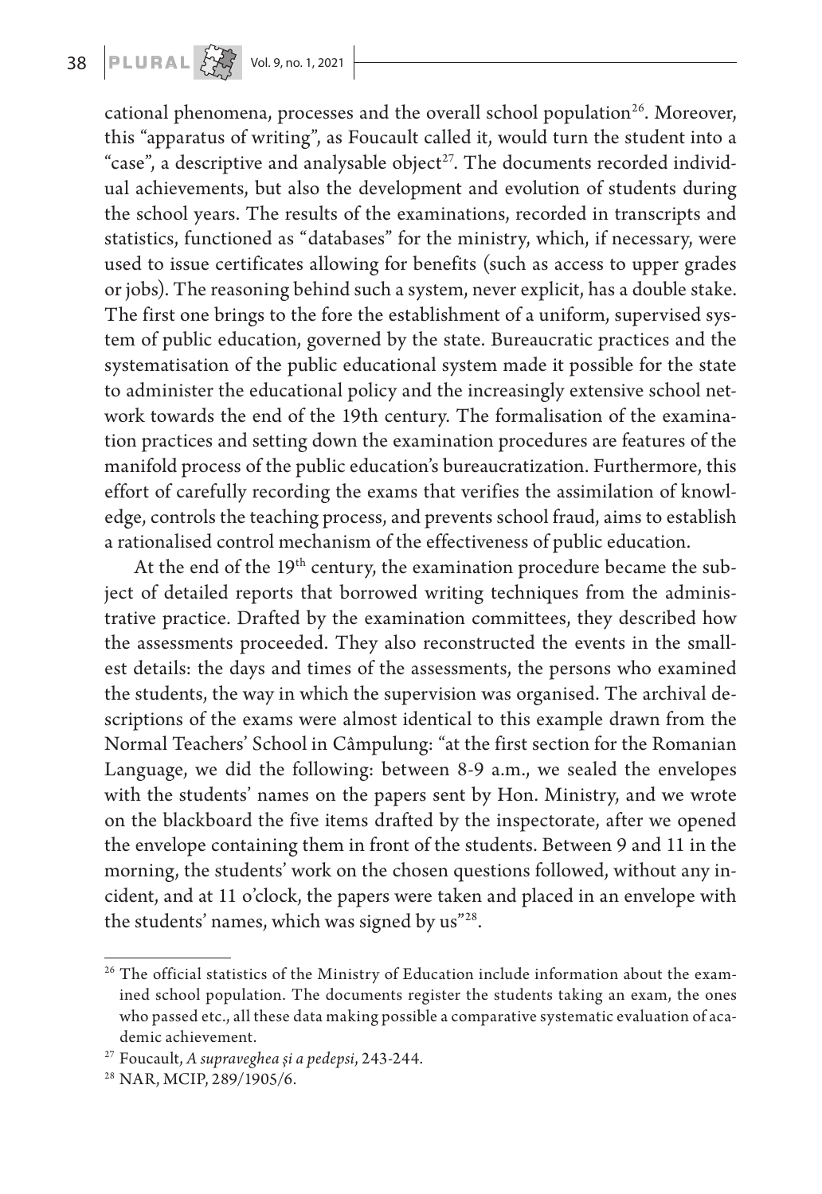cational phenomena, processes and the overall school population[26]. Moreover, this "apparatus of writing", as Foucault called it, would turn the student into a "case", a descriptive and analysable object[27]. The documents recorded individual achievements, but also the development and evolution of students during the school years. The results of the examinations, recorded in transcripts and statistics, functioned as "databases" for the ministry, which, if necessary, were used to issue certificates allowing for benefits (such as access to upper grades or jobs). The reasoning behind such a system, never explicit, has a double stake. The first one brings to the fore the establishment of a uniform, supervised system of public education, governed by the state. Bureaucratic practices and the systematisation of the public educational system made it possible for the state to administer the educational policy and the increasingly extensive school network towards the end of the 19th century. The formalisation of the examination practices and setting down the examination procedures are features of the manifold process of the public education's bureaucratization. Furthermore, this effort of carefully recording the exams that verifies the assimilation of knowledge, controls the teaching process, and prevents school fraud, aims to establish a rationalised control mechanism of the effectiveness of public education.

At the end of the 19th century, the examination procedure became the subject of detailed reports that borrowed writing techniques from the administrative practice. Drafted by the examination committees, they described how the assessments proceeded. They also reconstructed the events in the smallest details: the days and times of the assessments, the persons who examined the students, the way in which the supervision was organised. The archival descriptions of the exams were almost identical to this example drawn from the Normal Teachers' School in Câmpulung: "at the first section for the Romanian Language, we did the following: between 8-9 a.m., we sealed the envelopes with the students' names on the papers sent by Hon. Ministry, and we wrote on the blackboard the five items drafted by the inspectorate, after we opened the envelope containing them in front of the students. Between 9 and 11 in the morning, the students' work on the chosen questions followed, without any incident, and at 11 o'clock, the papers were taken and placed in an envelope with the students' names, which was signed by us"[28].

---

[26] The official statistics of the Ministry of Education include information about the examined school population. The documents register the students taking an exam, the ones who passed etc., all these data making possible a comparative systematic evaluation of academic achievement.

[27] Foucault, *A supraveghea și a pedepsi*, 243-244.

[28] NAR, MCIP, 289/1905/6.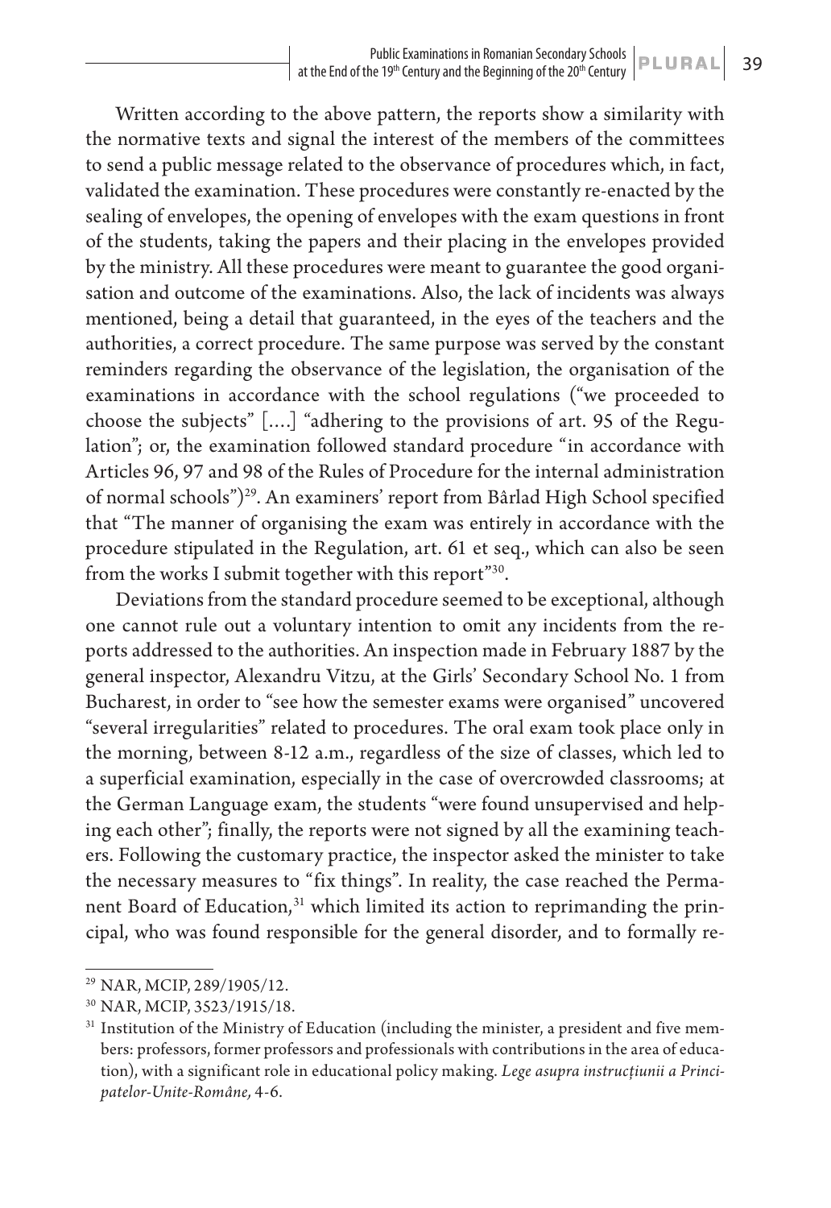Written according to the above pattern, the reports show a similarity with the normative texts and signal the interest of the members of the committees to send a public message related to the observance of procedures which, in fact, validated the examination. These procedures were constantly re-enacted by the sealing of envelopes, the opening of envelopes with the exam questions in front of the students, taking the papers and their placing in the envelopes provided by the ministry. All these procedures were meant to guarantee the good organisation and outcome of the examinations. Also, the lack of incidents was always mentioned, being a detail that guaranteed, in the eyes of the teachers and the authorities, a correct procedure. The same purpose was served by the constant reminders regarding the observance of the legislation, the organisation of the examinations in accordance with the school regulations ("we proceeded to choose the subjects" [....] "adhering to the provisions of art. 95 of the Regulation"; or, the examination followed standard procedure "in accordance with Articles 96, 97 and 98 of the Rules of Procedure for the internal administration of normal schools")[29]. An examiners' report from Bârlad High School specified that "The manner of organising the exam was entirely in accordance with the procedure stipulated in the Regulation, art. 61 et seq., which can also be seen from the works I submit together with this report"[30].

Deviations from the standard procedure seemed to be exceptional, although one cannot rule out a voluntary intention to omit any incidents from the reports addressed to the authorities. An inspection made in February 1887 by the general inspector, Alexandru Vitzu, at the Girls' Secondary School No. 1 from Bucharest, in order to "see how the semester exams were organised" uncovered "several irregularities" related to procedures. The oral exam took place only in the morning, between 8-12 a.m., regardless of the size of classes, which led to a superficial examination, especially in the case of overcrowded classrooms; at the German Language exam, the students "were found unsupervised and helping each other"; finally, the reports were not signed by all the examining teachers. Following the customary practice, the inspector asked the minister to take the necessary measures to "fix things". In reality, the case reached the Permanent Board of Education,[31] which limited its action to reprimanding the principal, who was found responsible for the general disorder, and to formally re-

---

[29] NAR, MCIP, 289/1905/12.

[30] NAR, MCIP, 3523/1915/18.

[31] Institution of the Ministry of Education (including the minister, a president and five members: professors, former professors and professionals with contributions in the area of education), with a significant role in educational policy making. *Lege asupra instrucțiunii a Principatelor-Unite-Române,* 4-6.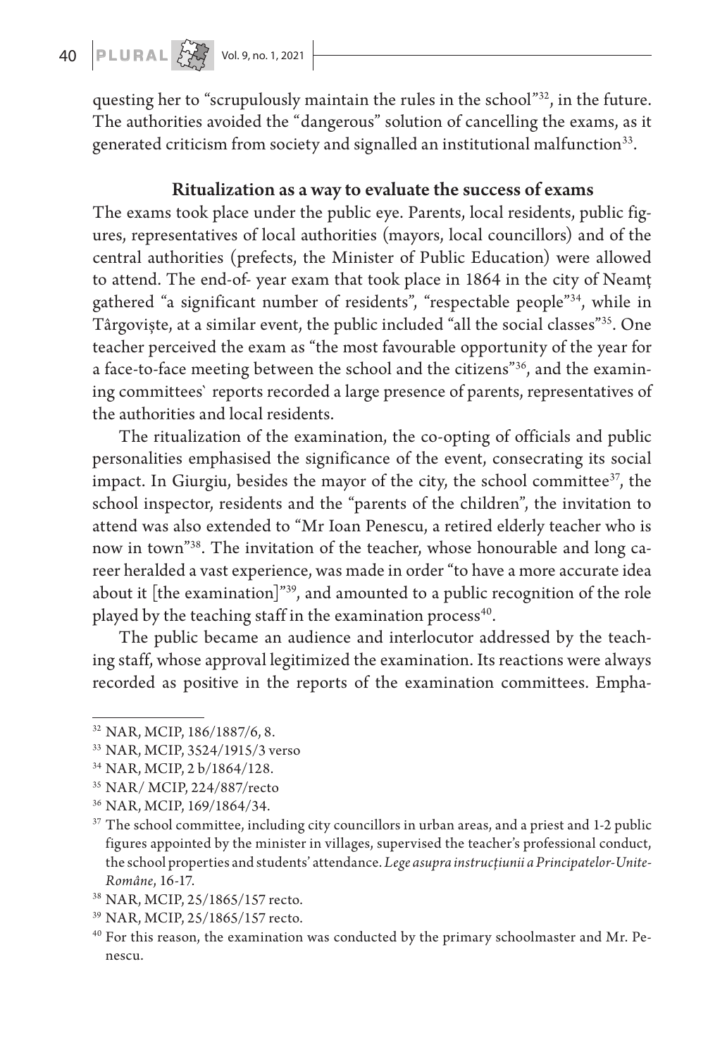questing her to "scrupulously maintain the rules in the school"[32], in the future. The authorities avoided the "dangerous" solution of cancelling the exams, as it generated criticism from society and signalled an institutional malfunction[33].

## Ritualization as a way to evaluate the success of exams

The exams took place under the public eye. Parents, local residents, public figures, representatives of local authorities (mayors, local councillors) and of the central authorities (prefects, the Minister of Public Education) were allowed to attend. The end-of- year exam that took place in 1864 in the city of Neamț gathered "a significant number of residents", "respectable people"[34], while in Târgoviște, at a similar event, the public included "all the social classes"[35]. One teacher perceived the exam as "the most favourable opportunity of the year for a face-to-face meeting between the school and the citizens"[36], and the examining committees` reports recorded a large presence of parents, representatives of the authorities and local residents.

The ritualization of the examination, the co-opting of officials and public personalities emphasised the significance of the event, consecrating its social impact. In Giurgiu, besides the mayor of the city, the school committee[37], the school inspector, residents and the "parents of the children", the invitation to attend was also extended to "Mr Ioan Penescu, a retired elderly teacher who is now in town"[38]. The invitation of the teacher, whose honourable and long career heralded a vast experience, was made in order "to have a more accurate idea about it [the examination]"[39], and amounted to a public recognition of the role played by the teaching staff in the examination process[40].

The public became an audience and interlocutor addressed by the teaching staff, whose approval legitimized the examination. Its reactions were always recorded as positive in the reports of the examination committees. Empha-

---

[32] NAR, MCIP, 186/1887/6, 8.

[33] NAR, MCIP, 3524/1915/3 verso

[34] NAR, MCIP, 2 b/1864/128.

[35] NAR/ MCIP, 224/887/recto

[36] NAR, MCIP, 169/1864/34.

[37] The school committee, including city councillors in urban areas, and a priest and 1-2 public figures appointed by the minister in villages, supervised the teacher's professional conduct, the school properties and students' attendance. *Lege asupra instrucțiunii a Principatelor-Unite-Române*, 16-17.

[38] NAR, MCIP, 25/1865/157 recto.

[39] NAR, MCIP, 25/1865/157 recto.

[40] For this reason, the examination was conducted by the primary schoolmaster and Mr. Penescu.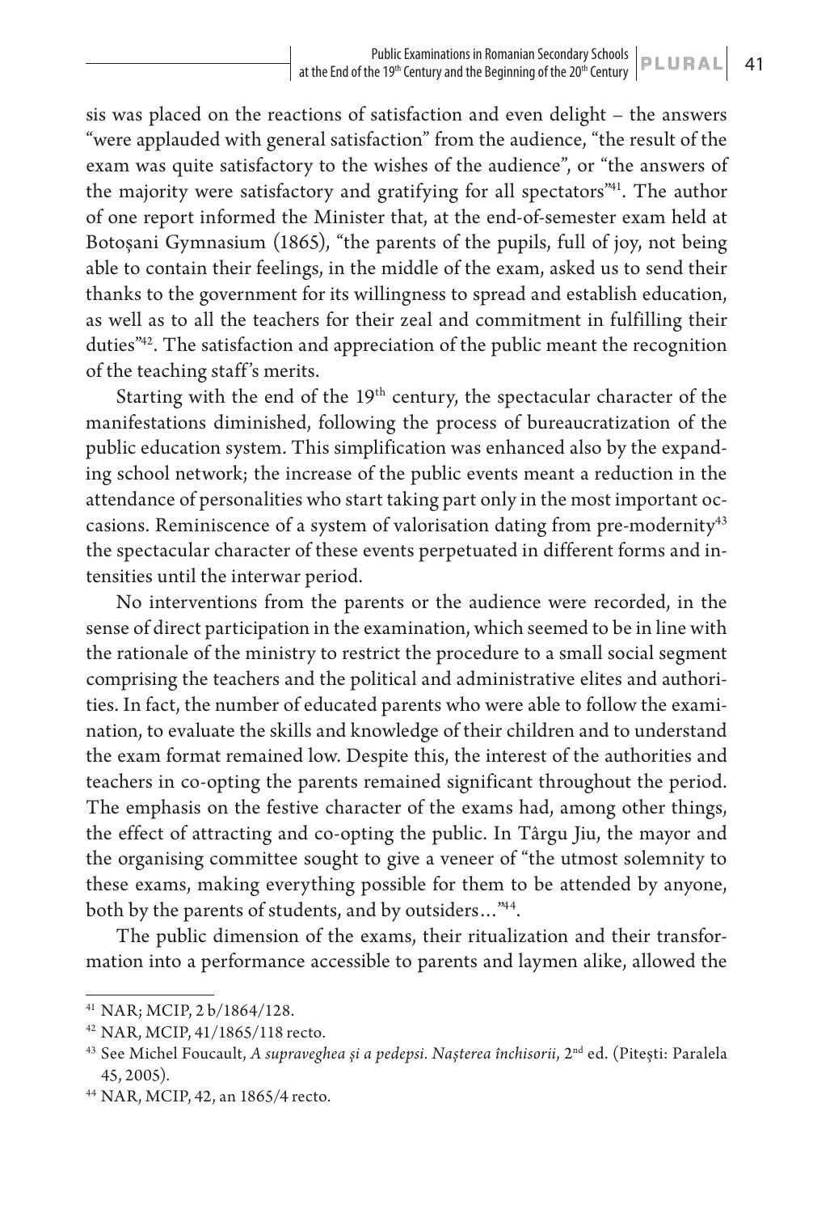sis was placed on the reactions of satisfaction and even delight – the answers "were applauded with general satisfaction" from the audience, "the result of the exam was quite satisfactory to the wishes of the audience", or "the answers of the majority were satisfactory and gratifying for all spectators"[41]. The author of one report informed the Minister that, at the end-of-semester exam held at Botoșani Gymnasium (1865), "the parents of the pupils, full of joy, not being able to contain their feelings, in the middle of the exam, asked us to send their thanks to the government for its willingness to spread and establish education, as well as to all the teachers for their zeal and commitment in fulfilling their duties"[42]. The satisfaction and appreciation of the public meant the recognition of the teaching staff's merits.

Starting with the end of the 19th century, the spectacular character of the manifestations diminished, following the process of bureaucratization of the public education system. This simplification was enhanced also by the expanding school network; the increase of the public events meant a reduction in the attendance of personalities who start taking part only in the most important occasions. Reminiscence of a system of valorisation dating from pre-modernity[43] the spectacular character of these events perpetuated in different forms and intensities until the interwar period.

No interventions from the parents or the audience were recorded, in the sense of direct participation in the examination, which seemed to be in line with the rationale of the ministry to restrict the procedure to a small social segment comprising the teachers and the political and administrative elites and authorities. In fact, the number of educated parents who were able to follow the examination, to evaluate the skills and knowledge of their children and to understand the exam format remained low. Despite this, the interest of the authorities and teachers in co-opting the parents remained significant throughout the period. The emphasis on the festive character of the exams had, among other things, the effect of attracting and co-opting the public. In Târgu Jiu, the mayor and the organising committee sought to give a veneer of "the utmost solemnity to these exams, making everything possible for them to be attended by anyone, both by the parents of students, and by outsiders…"[44].

The public dimension of the exams, their ritualization and their transformation into a performance accessible to parents and laymen alike, allowed the

---

[41] NAR; MCIP, 2 b/1864/128.

[42] NAR, MCIP, 41/1865/118 recto.

[43] See Michel Foucault, *A supraveghea și a pedepsi. Nașterea închisorii*, 2nd ed. (Pitești: Paralela 45, 2005).

[44] NAR, MCIP, 42, an 1865/4 recto.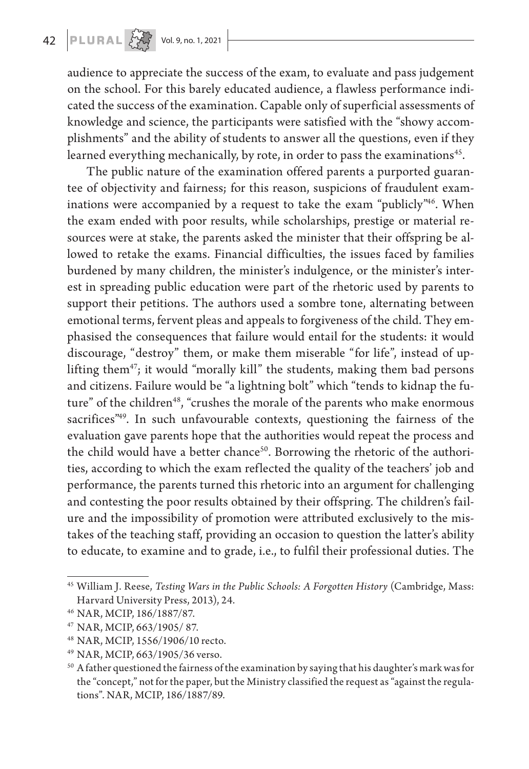audience to appreciate the success of the exam, to evaluate and pass judgement on the school. For this barely educated audience, a flawless performance indicated the success of the examination. Capable only of superficial assessments of knowledge and science, the participants were satisfied with the "showy accomplishments" and the ability of students to answer all the questions, even if they learned everything mechanically, by rote, in order to pass the examinations[45].

The public nature of the examination offered parents a purported guarantee of objectivity and fairness; for this reason, suspicions of fraudulent examinations were accompanied by a request to take the exam "publicly"[46]. When the exam ended with poor results, while scholarships, prestige or material resources were at stake, the parents asked the minister that their offspring be allowed to retake the exams. Financial difficulties, the issues faced by families burdened by many children, the minister's indulgence, or the minister's interest in spreading public education were part of the rhetoric used by parents to support their petitions. The authors used a sombre tone, alternating between emotional terms, fervent pleas and appeals to forgiveness of the child. They emphasised the consequences that failure would entail for the students: it would discourage, "destroy" them, or make them miserable "for life", instead of uplifting them[47]; it would "morally kill" the students, making them bad persons and citizens. Failure would be "a lightning bolt" which "tends to kidnap the future" of the children[48], "crushes the morale of the parents who make enormous sacrifices"[49]. In such unfavourable contexts, questioning the fairness of the evaluation gave parents hope that the authorities would repeat the process and the child would have a better chance[50]. Borrowing the rhetoric of the authorities, according to which the exam reflected the quality of the teachers' job and performance, the parents turned this rhetoric into an argument for challenging and contesting the poor results obtained by their offspring. The children's failure and the impossibility of promotion were attributed exclusively to the mistakes of the teaching staff, providing an occasion to question the latter's ability to educate, to examine and to grade, i.e., to fulfil their professional duties. The

---

[45] William J. Reese, *Testing Wars in the Public Schools: A Forgotten History* (Cambridge, Mass: Harvard University Press, 2013), 24.

[46] NAR, MCIP, 186/1887/87.

[47] NAR, MCIP, 663/1905/ 87.

[48] NAR, MCIP, 1556/1906/10 recto.

[49] NAR, MCIP, 663/1905/36 verso.

[50] A father questioned the fairness of the examination by saying that his daughter's mark was for the "concept," not for the paper, but the Ministry classified the request as "against the regulations". NAR, MCIP, 186/1887/89.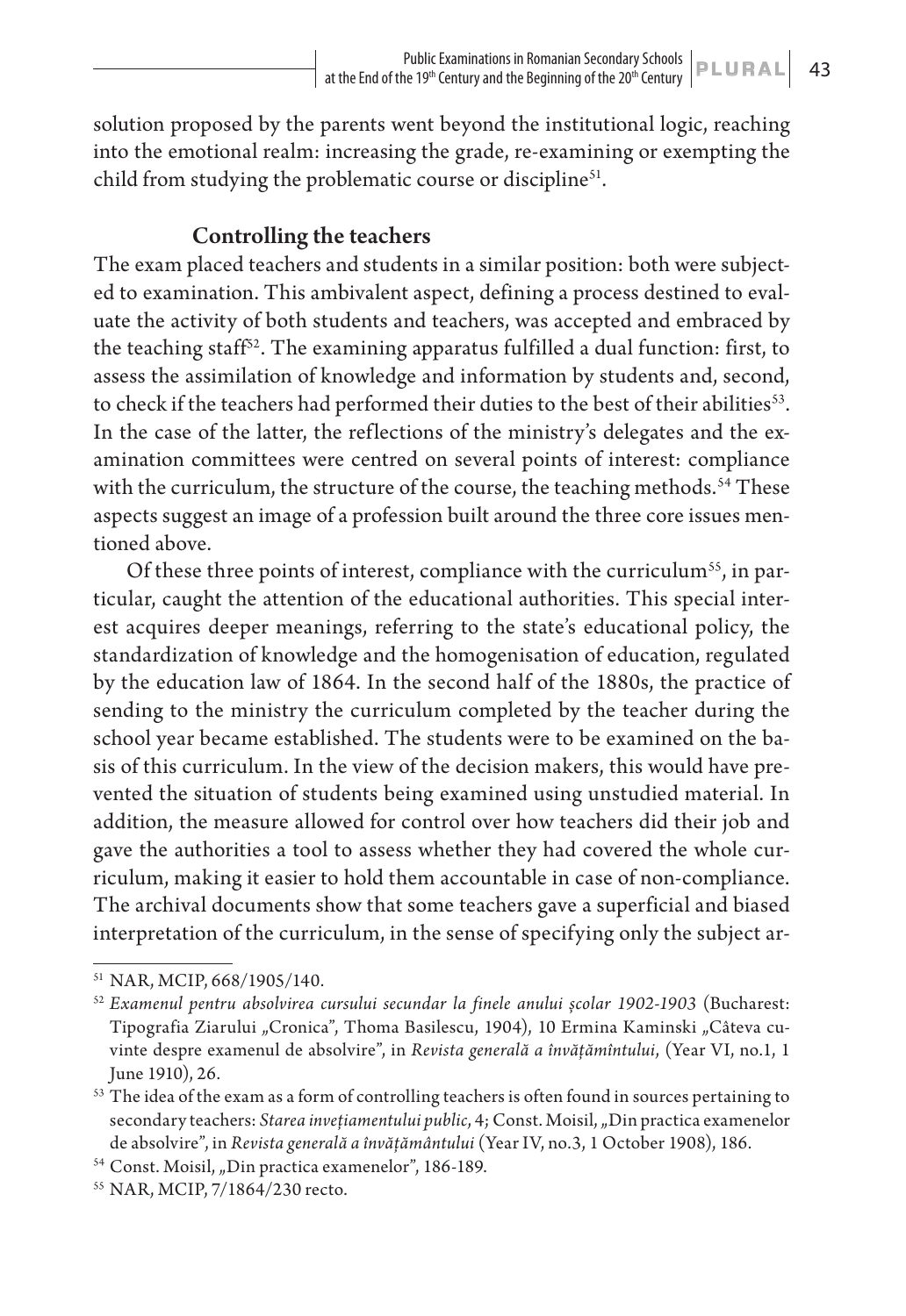solution proposed by the parents went beyond the institutional logic, reaching into the emotional realm: increasing the grade, re-examining or exempting the child from studying the problematic course or discipline[51].

## Controlling the teachers

The exam placed teachers and students in a similar position: both were subjected to examination. This ambivalent aspect, defining a process destined to evaluate the activity of both students and teachers, was accepted and embraced by the teaching staff[52]. The examining apparatus fulfilled a dual function: first, to assess the assimilation of knowledge and information by students and, second, to check if the teachers had performed their duties to the best of their abilities[53]. In the case of the latter, the reflections of the ministry's delegates and the examination committees were centred on several points of interest: compliance with the curriculum, the structure of the course, the teaching methods.[54] These aspects suggest an image of a profession built around the three core issues mentioned above.

Of these three points of interest, compliance with the curriculum[55], in particular, caught the attention of the educational authorities. This special interest acquires deeper meanings, referring to the state's educational policy, the standardization of knowledge and the homogenisation of education, regulated by the education law of 1864. In the second half of the 1880s, the practice of sending to the ministry the curriculum completed by the teacher during the school year became established. The students were to be examined on the basis of this curriculum. In the view of the decision makers, this would have prevented the situation of students being examined using unstudied material. In addition, the measure allowed for control over how teachers did their job and gave the authorities a tool to assess whether they had covered the whole curriculum, making it easier to hold them accountable in case of non-compliance. The archival documents show that some teachers gave a superficial and biased interpretation of the curriculum, in the sense of specifying only the subject ar-

---

[51] NAR, MCIP, 668/1905/140.

[52] *Examenul pentru absolvirea cursului secundar la finele anului școlar 1902-1903* (Bucharest: Tipografia Ziarului „Cronica", Thoma Basilescu, 1904), 10 Ermina Kaminski „Câteva cuvinte despre examenul de absolvire", in *Revista generală a învățămîntului*, (Year VI, no.1, 1 June 1910), 26.

[53] The idea of the exam as a form of controlling teachers is often found in sources pertaining to secondary teachers: *Starea invețiamentului public*, 4; Const. Moisil, „Din practica examenelor de absolvire", in *Revista generală a învățământului* (Year IV, no.3, 1 October 1908), 186.

[54] Const. Moisil, „Din practica examenelor", 186-189.

[55] NAR, MCIP, 7/1864/230 recto.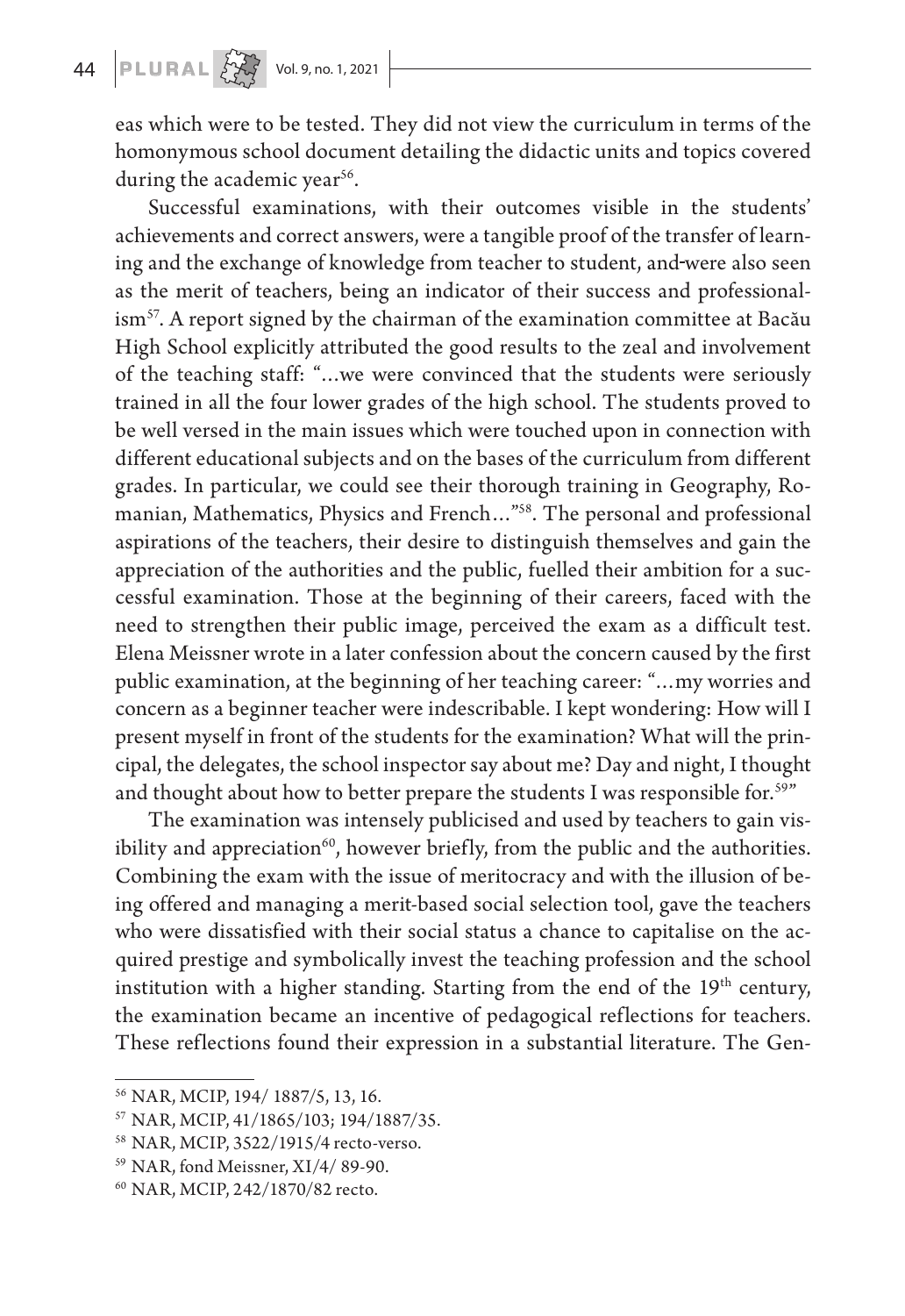eas which were to be tested. They did not view the curriculum in terms of the homonymous school document detailing the didactic units and topics covered during the academic year[56].

Successful examinations, with their outcomes visible in the students' achievements and correct answers, were a tangible proof of the transfer of learning and the exchange of knowledge from teacher to student, and were also seen as the merit of teachers, being an indicator of their success and professionalism[57]. A report signed by the chairman of the examination committee at Bacău High School explicitly attributed the good results to the zeal and involvement of the teaching staff: "…we were convinced that the students were seriously trained in all the four lower grades of the high school. The students proved to be well versed in the main issues which were touched upon in connection with different educational subjects and on the bases of the curriculum from different grades. In particular, we could see their thorough training in Geography, Romanian, Mathematics, Physics and French…"[58]. The personal and professional aspirations of the teachers, their desire to distinguish themselves and gain the appreciation of the authorities and the public, fuelled their ambition for a successful examination. Those at the beginning of their careers, faced with the need to strengthen their public image, perceived the exam as a difficult test. Elena Meissner wrote in a later confession about the concern caused by the first public examination, at the beginning of her teaching career: "…my worries and concern as a beginner teacher were indescribable. I kept wondering: How will I present myself in front of the students for the examination? What will the principal, the delegates, the school inspector say about me? Day and night, I thought and thought about how to better prepare the students I was responsible for.[59]"

The examination was intensely publicised and used by teachers to gain visibility and appreciation[60], however briefly, from the public and the authorities. Combining the exam with the issue of meritocracy and with the illusion of being offered and managing a merit-based social selection tool, gave the teachers who were dissatisfied with their social status a chance to capitalise on the acquired prestige and symbolically invest the teaching profession and the school institution with a higher standing. Starting from the end of the 19th century, the examination became an incentive of pedagogical reflections for teachers. These reflections found their expression in a substantial literature. The Gen-

---

[56] NAR, MCIP, 194/ 1887/5, 13, 16.

[57] NAR, MCIP, 41/1865/103; 194/1887/35.

[58] NAR, MCIP, 3522/1915/4 recto-verso.

[59] NAR, fond Meissner, XI/4/ 89-90.

[60] NAR, MCIP, 242/1870/82 recto.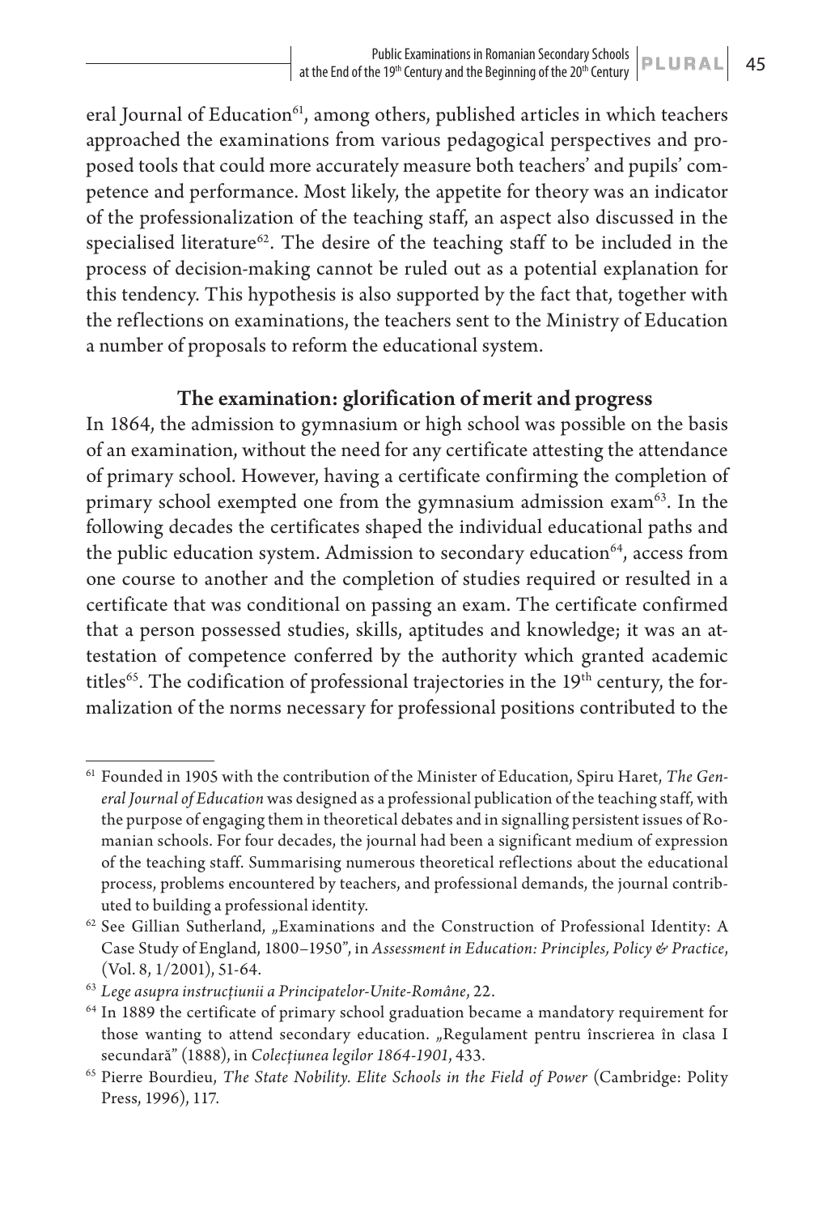eral Journal of Education[61], among others, published articles in which teachers approached the examinations from various pedagogical perspectives and proposed tools that could more accurately measure both teachers' and pupils' competence and performance. Most likely, the appetite for theory was an indicator of the professionalization of the teaching staff, an aspect also discussed in the specialised literature[62]. The desire of the teaching staff to be included in the process of decision-making cannot be ruled out as a potential explanation for this tendency. This hypothesis is also supported by the fact that, together with the reflections on examinations, the teachers sent to the Ministry of Education a number of proposals to reform the educational system.

## The examination: glorification of merit and progress

In 1864, the admission to gymnasium or high school was possible on the basis of an examination, without the need for any certificate attesting the attendance of primary school. However, having a certificate confirming the completion of primary school exempted one from the gymnasium admission exam[63]. In the following decades the certificates shaped the individual educational paths and the public education system. Admission to secondary education[64], access from one course to another and the completion of studies required or resulted in a certificate that was conditional on passing an exam. The certificate confirmed that a person possessed studies, skills, aptitudes and knowledge; it was an attestation of competence conferred by the authority which granted academic titles[65]. The codification of professional trajectories in the 19th century, the formalization of the norms necessary for professional positions contributed to the

---

[61] Founded in 1905 with the contribution of the Minister of Education, Spiru Haret, *The General Journal of Education* was designed as a professional publication of the teaching staff, with the purpose of engaging them in theoretical debates and in signalling persistent issues of Romanian schools. For four decades, the journal had been a significant medium of expression of the teaching staff. Summarising numerous theoretical reflections about the educational process, problems encountered by teachers, and professional demands, the journal contributed to building a professional identity.

[62] See Gillian Sutherland, „Examinations and the Construction of Professional Identity: A Case Study of England, 1800–1950", in *Assessment in Education: Principles, Policy & Practice*, (Vol. 8, 1/2001), 51-64.

[63] *Lege asupra instrucțiunii a Principatelor-Unite-Române*, 22.

[64] In 1889 the certificate of primary school graduation became a mandatory requirement for those wanting to attend secondary education. „Regulament pentru înscrierea în clasa I secundară" (1888), in *Colecțiunea legilor 1864-1901*, 433.

[65] Pierre Bourdieu, *The State Nobility. Elite Schools in the Field of Power* (Cambridge: Polity Press, 1996), 117.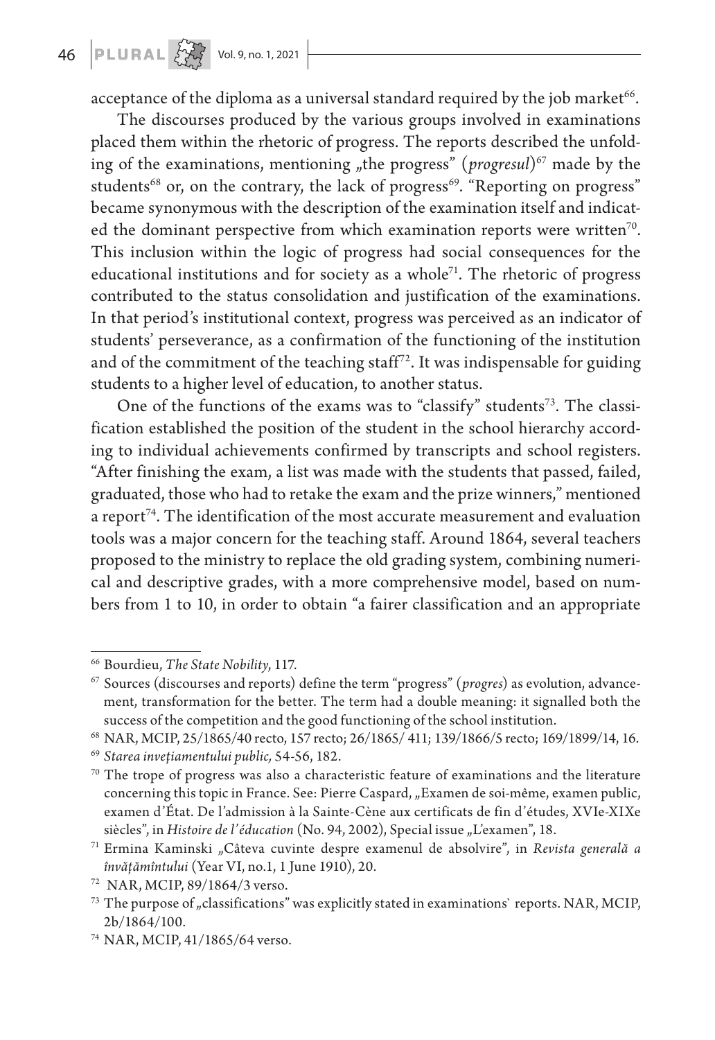acceptance of the diploma as a universal standard required by the job market[66].

The discourses produced by the various groups involved in examinations placed them within the rhetoric of progress. The reports described the unfolding of the examinations, mentioning „the progress" (*progresul*)[67] made by the students[68] or, on the contrary, the lack of progress[69]. "Reporting on progress" became synonymous with the description of the examination itself and indicated the dominant perspective from which examination reports were written[70]. This inclusion within the logic of progress had social consequences for the educational institutions and for society as a whole[71]. The rhetoric of progress contributed to the status consolidation and justification of the examinations. In that period's institutional context, progress was perceived as an indicator of students' perseverance, as a confirmation of the functioning of the institution and of the commitment of the teaching staff[72]. It was indispensable for guiding students to a higher level of education, to another status.

One of the functions of the exams was to "classify" students[73]. The classification established the position of the student in the school hierarchy according to individual achievements confirmed by transcripts and school registers. "After finishing the exam, a list was made with the students that passed, failed, graduated, those who had to retake the exam and the prize winners," mentioned a report[74]. The identification of the most accurate measurement and evaluation tools was a major concern for the teaching staff. Around 1864, several teachers proposed to the ministry to replace the old grading system, combining numerical and descriptive grades, with a more comprehensive model, based on numbers from 1 to 10, in order to obtain "a fairer classification and an appropriate

---

[66] Bourdieu, *The State Nobility*, 117.

[67] Sources (discourses and reports) define the term "progress" (*progres*) as evolution, advancement, transformation for the better. The term had a double meaning: it signalled both the success of the competition and the good functioning of the school institution.

[68] NAR, MCIP, 25/1865/40 recto, 157 recto; 26/1865/ 411; 139/1866/5 recto; 169/1899/14, 16.

[69] *Starea invețiamentului public,* 54-56, 182.

[70] The trope of progress was also a characteristic feature of examinations and the literature concerning this topic in France. See: Pierre Caspard, „Examen de soi-même, examen public, examen d'État. De l'admission à la Sainte-Cène aux certificats de fin d'études, XVIe-XIXe siècles", in *Histoire de l'éducation* (No. 94, 2002), Special issue „L'examen", 18.

[71] Ermina Kaminski „Câteva cuvinte despre examenul de absolvire", in *Revista generală a învățămîntului* (Year VI, no.1, 1 June 1910), 20.

[72] NAR, MCIP, 89/1864/3 verso.

[73] The purpose of „classifications" was explicitly stated in examinations` reports. NAR, MCIP, 2b/1864/100.

[74] NAR, MCIP, 41/1865/64 verso.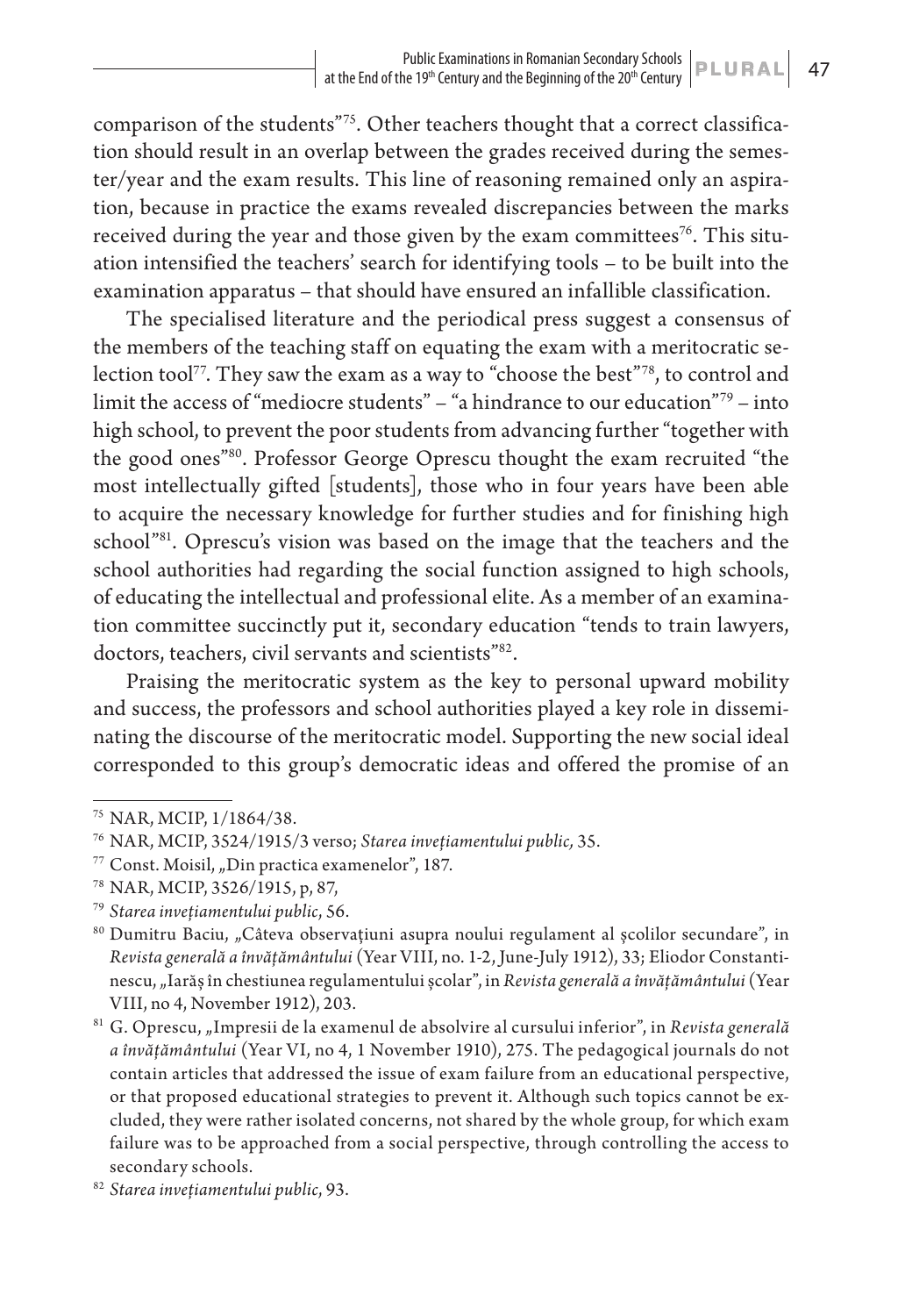comparison of the students"[75]. Other teachers thought that a correct classification should result in an overlap between the grades received during the semester/year and the exam results. This line of reasoning remained only an aspiration, because in practice the exams revealed discrepancies between the marks received during the year and those given by the exam committees[76]. This situation intensified the teachers' search for identifying tools – to be built into the examination apparatus – that should have ensured an infallible classification.

The specialised literature and the periodical press suggest a consensus of the members of the teaching staff on equating the exam with a meritocratic selection tool[77]. They saw the exam as a way to "choose the best"[78], to control and limit the access of "mediocre students" – "a hindrance to our education"[79] – into high school, to prevent the poor students from advancing further "together with the good ones"[80]. Professor George Oprescu thought the exam recruited "the most intellectually gifted [students], those who in four years have been able to acquire the necessary knowledge for further studies and for finishing high school"[81]. Oprescu's vision was based on the image that the teachers and the school authorities had regarding the social function assigned to high schools, of educating the intellectual and professional elite. As a member of an examination committee succinctly put it, secondary education "tends to train lawyers, doctors, teachers, civil servants and scientists"[82].

Praising the meritocratic system as the key to personal upward mobility and success, the professors and school authorities played a key role in disseminating the discourse of the meritocratic model. Supporting the new social ideal corresponded to this group's democratic ideas and offered the promise of an

---

[75] NAR, MCIP, 1/1864/38.

[76] NAR, MCIP, 3524/1915/3 verso; *Starea invețiamentului public,* 35.

[77] Const. Moisil, „Din practica examenelor", 187.

[78] NAR, MCIP, 3526/1915, p, 87,

[79] *Starea invețiamentului public*, 56.

[80] Dumitru Baciu, „Câteva observațiuni asupra noului regulament al școlilor secundare", in *Revista generală a învățământului* (Year VIII, no. 1-2, June-July 1912), 33; Eliodor Constantinescu, „Iarăș în chestiunea regulamentului școlar", in *Revista generală a învățământului* (Year VIII, no 4, November 1912), 203.

[81] G. Oprescu, „Impresii de la examenul de absolvire al cursului inferior", in *Revista generală a învățământului* (Year VI, no 4, 1 November 1910), 275. The pedagogical journals do not contain articles that addressed the issue of exam failure from an educational perspective, or that proposed educational strategies to prevent it. Although such topics cannot be excluded, they were rather isolated concerns, not shared by the whole group, for which exam failure was to be approached from a social perspective, through controlling the access to secondary schools.

[82] *Starea invețiamentului public*, 93.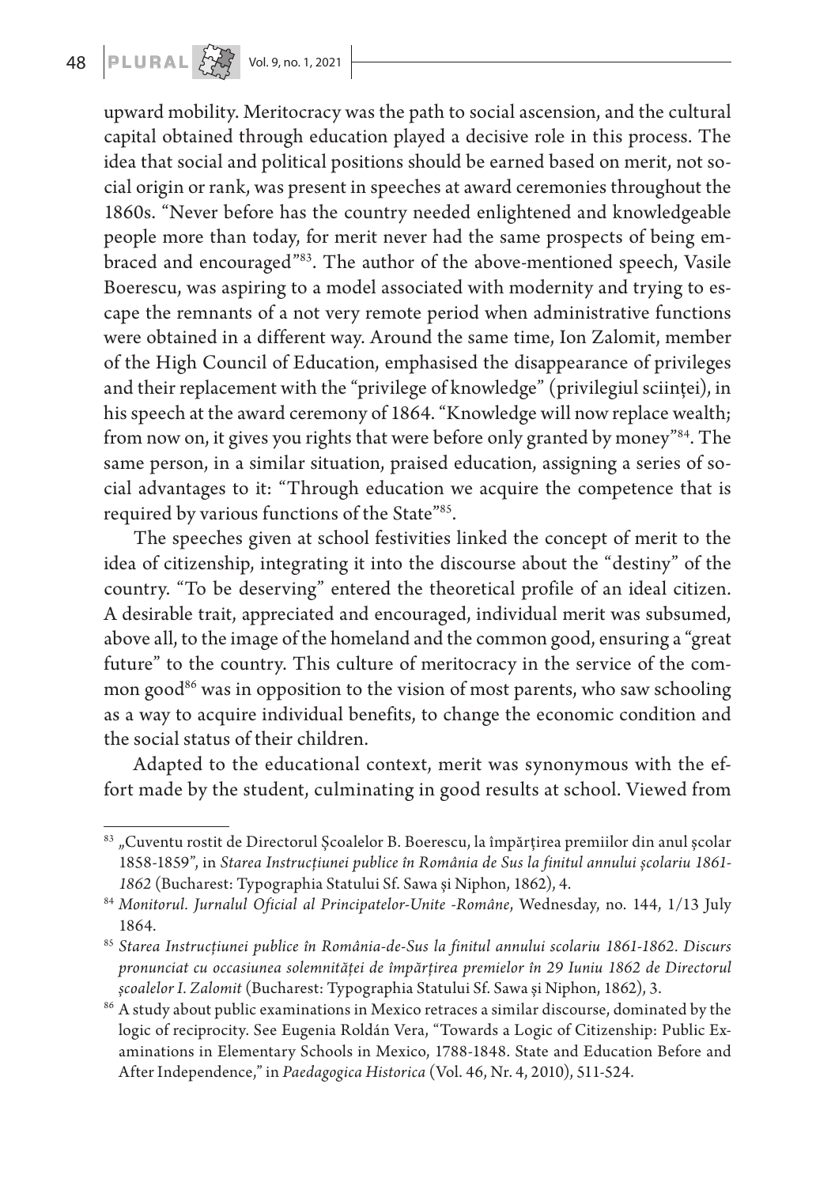upward mobility. Meritocracy was the path to social ascension, and the cultural capital obtained through education played a decisive role in this process. The idea that social and political positions should be earned based on merit, not social origin or rank, was present in speeches at award ceremonies throughout the 1860s. "Never before has the country needed enlightened and knowledgeable people more than today, for merit never had the same prospects of being embraced and encouraged"[83]. The author of the above-mentioned speech, Vasile Boerescu, was aspiring to a model associated with modernity and trying to escape the remnants of a not very remote period when administrative functions were obtained in a different way. Around the same time, Ion Zalomit, member of the High Council of Education, emphasised the disappearance of privileges and their replacement with the "privilege of knowledge" (privilegiul sciinței), in his speech at the award ceremony of 1864. "Knowledge will now replace wealth; from now on, it gives you rights that were before only granted by money"[84]. The same person, in a similar situation, praised education, assigning a series of social advantages to it: "Through education we acquire the competence that is required by various functions of the State"[85].

The speeches given at school festivities linked the concept of merit to the idea of citizenship, integrating it into the discourse about the "destiny" of the country. "To be deserving" entered the theoretical profile of an ideal citizen. A desirable trait, appreciated and encouraged, individual merit was subsumed, above all, to the image of the homeland and the common good, ensuring a "great future" to the country. This culture of meritocracy in the service of the common good[86] was in opposition to the vision of most parents, who saw schooling as a way to acquire individual benefits, to change the economic condition and the social status of their children.

Adapted to the educational context, merit was synonymous with the effort made by the student, culminating in good results at school. Viewed from

---

[83] „Cuventu rostit de Directorul Școalelor B. Boerescu, la împărțirea premiilor din anul școlar 1858-1859", in *Starea Instrucțiunei publice în România de Sus la finitul annului școlariu 1861-1862* (Bucharest: Typographia Statului Sf. Sawa și Niphon, 1862), 4.

[84] *Monitorul. Jurnalul Oficial al Principatelor-Unite -Române*, Wednesday, no. 144, 1/13 July 1864.

[85] *Starea Instrucțiunei publice în România-de-Sus la finitul annului scolariu 1861-1862. Discurs pronunciat cu occasiunea solemnităței de împărțirea premielor în 29 Iuniu 1862 de Directorul școalelor I. Zalomit* (Bucharest: Typographia Statului Sf. Sawa și Niphon, 1862), 3.

[86] A study about public examinations in Mexico retraces a similar discourse, dominated by the logic of reciprocity. See Eugenia Roldán Vera, "Towards a Logic of Citizenship: Public Examinations in Elementary Schools in Mexico, 1788-1848. State and Education Before and After Independence," in *Paedagogica Historica* (Vol. 46, Nr. 4, 2010), 511-524.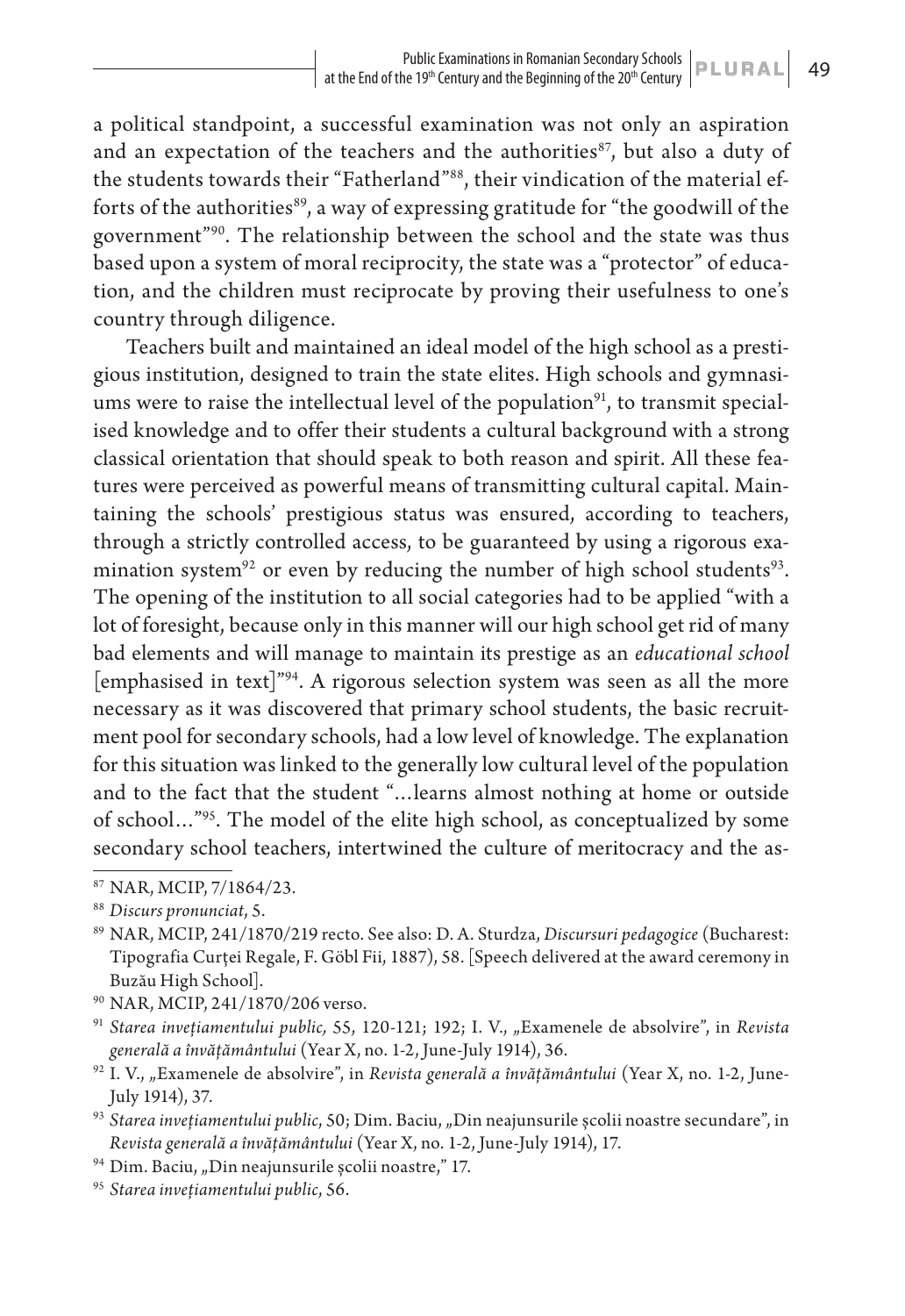a political standpoint, a successful examination was not only an aspiration and an expectation of the teachers and the authorities[87], but also a duty of the students towards their "Fatherland"[88], their vindication of the material efforts of the authorities[89], a way of expressing gratitude for "the goodwill of the government"[90]. The relationship between the school and the state was thus based upon a system of moral reciprocity, the state was a "protector" of education, and the children must reciprocate by proving their usefulness to one's country through diligence.

Teachers built and maintained an ideal model of the high school as a prestigious institution, designed to train the state elites. High schools and gymnasiums were to raise the intellectual level of the population[91], to transmit specialised knowledge and to offer their students a cultural background with a strong classical orientation that should speak to both reason and spirit. All these features were perceived as powerful means of transmitting cultural capital. Maintaining the schools' prestigious status was ensured, according to teachers, through a strictly controlled access, to be guaranteed by using a rigorous examination system[92] or even by reducing the number of high school students[93]. The opening of the institution to all social categories had to be applied "with a lot of foresight, because only in this manner will our high school get rid of many bad elements and will manage to maintain its prestige as an *educational school* [emphasised in text]"[94]. A rigorous selection system was seen as all the more necessary as it was discovered that primary school students, the basic recruitment pool for secondary schools, had a low level of knowledge. The explanation for this situation was linked to the generally low cultural level of the population and to the fact that the student "...learns almost nothing at home or outside of school..."[95]. The model of the elite high school, as conceptualized by some secondary school teachers, intertwined the culture of meritocracy and the as-

---

[87] NAR, MCIP, 7/1864/23.

[88] *Discurs pronunciat*, 5.

[89] NAR, MCIP, 241/1870/219 recto. See also: D. A. Sturdza, *Discursuri pedagogice* (Bucharest: Tipografia Curței Regale, F. Göbl Fii, 1887), 58. [Speech delivered at the award ceremony in Buzău High School].

[90] NAR, MCIP, 241/1870/206 verso.

[91] *Starea invețiamentului public,* 55, 120-121; 192; I. V., „Examenele de absolvire", in *Revista generală a învățământului* (Year X, no. 1-2, June-July 1914), 36.

[92] I. V., „Examenele de absolvire", in *Revista generală a învățământului* (Year X, no. 1-2, June-July 1914), 37.

[93] *Starea invețiamentului public*, 50; Dim. Baciu, „Din neajunsurile școlii noastre secundare", in *Revista generală a învățământului* (Year X, no. 1-2, June-July 1914), 17.

[94] Dim. Baciu, „Din neajunsurile școlii noastre," 17.

[95] *Starea invețiamentului public*, 56.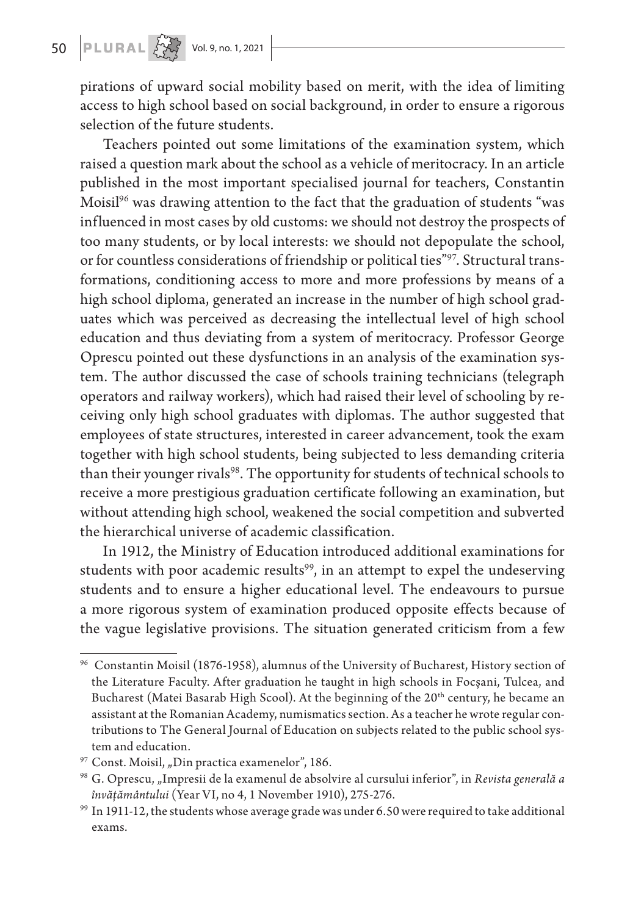pirations of upward social mobility based on merit, with the idea of limiting access to high school based on social background, in order to ensure a rigorous selection of the future students.

Teachers pointed out some limitations of the examination system, which raised a question mark about the school as a vehicle of meritocracy. In an article published in the most important specialised journal for teachers, Constantin Moisil[96] was drawing attention to the fact that the graduation of students "was influenced in most cases by old customs: we should not destroy the prospects of too many students, or by local interests: we should not depopulate the school, or for countless considerations of friendship or political ties"[97]. Structural transformations, conditioning access to more and more professions by means of a high school diploma, generated an increase in the number of high school graduates which was perceived as decreasing the intellectual level of high school education and thus deviating from a system of meritocracy. Professor George Oprescu pointed out these dysfunctions in an analysis of the examination system. The author discussed the case of schools training technicians (telegraph operators and railway workers), which had raised their level of schooling by receiving only high school graduates with diplomas. The author suggested that employees of state structures, interested in career advancement, took the exam together with high school students, being subjected to less demanding criteria than their younger rivals[98]. The opportunity for students of technical schools to receive a more prestigious graduation certificate following an examination, but without attending high school, weakened the social competition and subverted the hierarchical universe of academic classification.

In 1912, the Ministry of Education introduced additional examinations for students with poor academic results[99], in an attempt to expel the undeserving students and to ensure a higher educational level. The endeavours to pursue a more rigorous system of examination produced opposite effects because of the vague legislative provisions. The situation generated criticism from a few

---

[96] Constantin Moisil (1876-1958), alumnus of the University of Bucharest, History section of the Literature Faculty. After graduation he taught in high schools in Focșani, Tulcea, and Bucharest (Matei Basarab High Scool). At the beginning of the 20th century, he became an assistant at the Romanian Academy, numismatics section. As a teacher he wrote regular contributions to The General Journal of Education on subjects related to the public school system and education.

[97] Const. Moisil, „Din practica examenelor", 186.

[98] G. Oprescu, „Impresii de la examenul de absolvire al cursului inferior", in *Revista generală a învățământului* (Year VI, no 4, 1 November 1910), 275-276.

[99] In 1911-12, the students whose average grade was under 6.50 were required to take additional exams.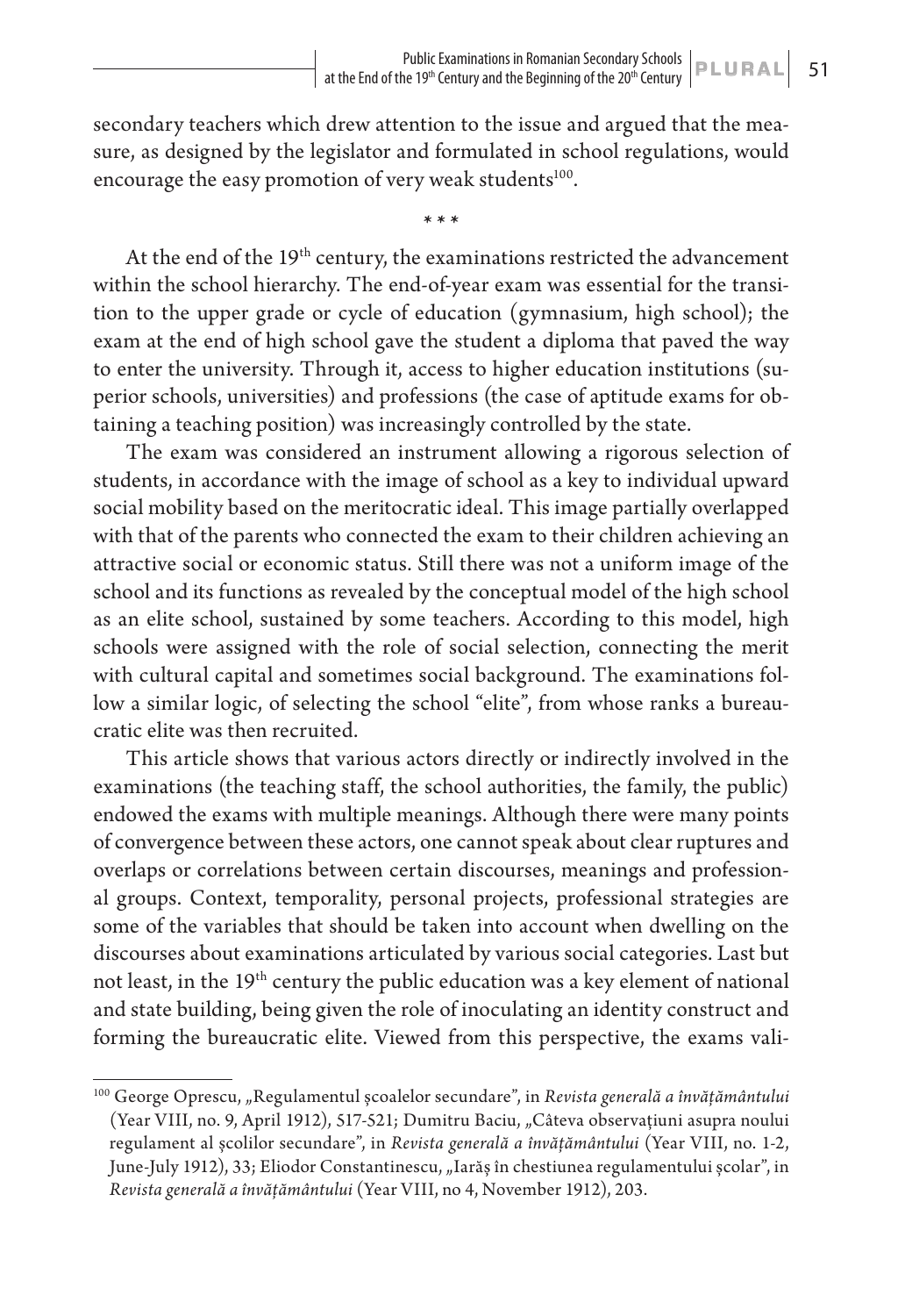secondary teachers which drew attention to the issue and argued that the measure, as designed by the legislator and formulated in school regulations, would encourage the easy promotion of very weak students[100].

\* \* \*

At the end of the 19th century, the examinations restricted the advancement within the school hierarchy. The end-of-year exam was essential for the transition to the upper grade or cycle of education (gymnasium, high school); the exam at the end of high school gave the student a diploma that paved the way to enter the university. Through it, access to higher education institutions (superior schools, universities) and professions (the case of aptitude exams for obtaining a teaching position) was increasingly controlled by the state.

The exam was considered an instrument allowing a rigorous selection of students, in accordance with the image of school as a key to individual upward social mobility based on the meritocratic ideal. This image partially overlapped with that of the parents who connected the exam to their children achieving an attractive social or economic status. Still there was not a uniform image of the school and its functions as revealed by the conceptual model of the high school as an elite school, sustained by some teachers. According to this model, high schools were assigned with the role of social selection, connecting the merit with cultural capital and sometimes social background. The examinations follow a similar logic, of selecting the school "elite", from whose ranks a bureaucratic elite was then recruited.

This article shows that various actors directly or indirectly involved in the examinations (the teaching staff, the school authorities, the family, the public) endowed the exams with multiple meanings. Although there were many points of convergence between these actors, one cannot speak about clear ruptures and overlaps or correlations between certain discourses, meanings and professional groups. Context, temporality, personal projects, professional strategies are some of the variables that should be taken into account when dwelling on the discourses about examinations articulated by various social categories. Last but not least, in the 19th century the public education was a key element of national and state building, being given the role of inoculating an identity construct and forming the bureaucratic elite. Viewed from this perspective, the exams vali-

[100] George Oprescu, „Regulamentul școalelor secundare", in *Revista generală a învățământului* (Year VIII, no. 9, April 1912), 517-521; Dumitru Baciu, „Câteva observațiuni asupra noului regulament al școlilor secundare", in *Revista generală a învățământului* (Year VIII, no. 1-2, June-July 1912), 33; Eliodor Constantinescu, „Iarăș în chestiunea regulamentului școlar", in *Revista generală a învățământului* (Year VIII, no 4, November 1912), 203.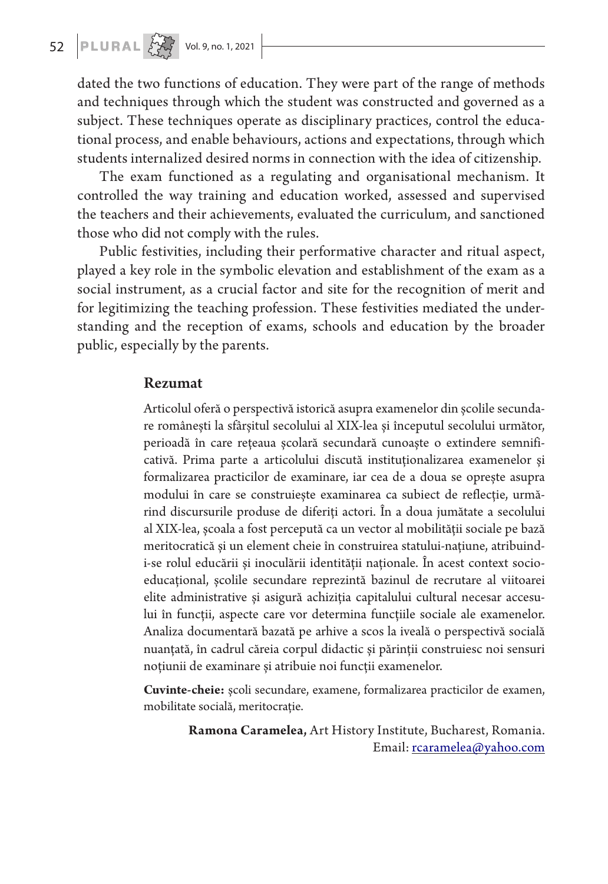dated the two functions of education. They were part of the range of methods and techniques through which the student was constructed and governed as a subject. These techniques operate as disciplinary practices, control the educational process, and enable behaviours, actions and expectations, through which students internalized desired norms in connection with the idea of citizenship.

The exam functioned as a regulating and organisational mechanism. It controlled the way training and education worked, assessed and supervised the teachers and their achievements, evaluated the curriculum, and sanctioned those who did not comply with the rules.

Public festivities, including their performative character and ritual aspect, played a key role in the symbolic elevation and establishment of the exam as a social instrument, as a crucial factor and site for the recognition of merit and for legitimizing the teaching profession. These festivities mediated the understanding and the reception of exams, schools and education by the broader public, especially by the parents.

## Rezumat

Articolul oferă o perspectivă istorică asupra examenelor din școlile secundare românești la sfârșitul secolului al XIX-lea și începutul secolului următor, perioadă în care rețeaua școlară secundară cunoaște o extindere semnificativă. Prima parte a articolului discută instituționalizarea examenelor și formalizarea practicilor de examinare, iar cea de a doua se oprește asupra modului în care se construiește examinarea ca subiect de reflecție, urmărind discursurile produse de diferiți actori. În a doua jumătate a secolului al XIX-lea, școala a fost percepută ca un vector al mobilității sociale pe bază meritocratică și un element cheie în construirea statului-națiune, atribuindu-i-se rolul educării și inoculării identității naționale. În acest context socio-educațional, școlile secundare reprezintă bazinul de recrutare al viitoarei elite administrative și asigură achiziția capitalului cultural necesar accesului în funcții, aspecte care vor determina funcțiile sociale ale examenelor. Analiza documentară bazată pe arhive a scos la iveală o perspectivă socială nuanțată, în cadrul căreia corpul didactic și părinții construiesc noi sensuri noțiunii de examinare și atribuie noi funcții examenelor.

**Cuvinte-cheie:** școli secundare, examene, formalizarea practicilor de examen, mobilitate socială, meritocrație.

**Ramona Caramelea,** Art History Institute, Bucharest, Romania.
Email: rcaramelea@yahoo.com